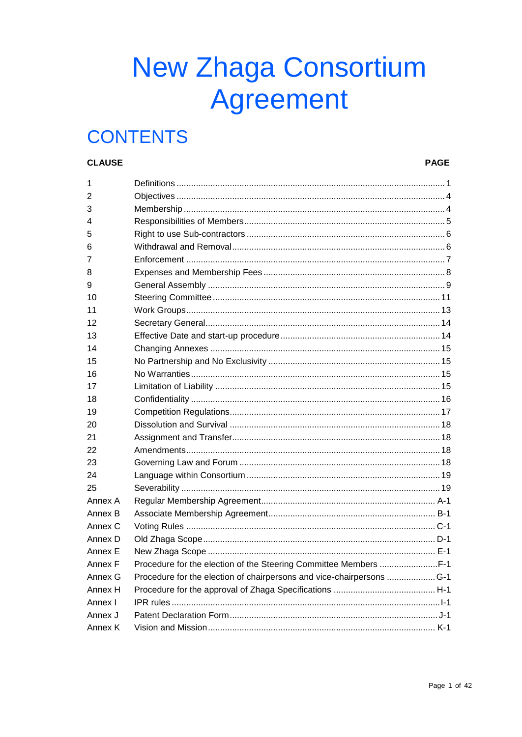# New Zhaga Consortium Agreement

## CONTENTS

| CLAUSE | | PAGE |
|---|---|---|
| 1 | Definitions | 1 |
| 2 | Objectives | 4 |
| 3 | Membership | 4 |
| 4 | Responsibilities of Members | 5 |
| 5 | Right to use Sub-contractors | 6 |
| 6 | Withdrawal and Removal | 6 |
| 7 | Enforcement | 7 |
| 8 | Expenses and Membership Fees | 8 |
| 9 | General Assembly | 9 |
| 10 | Steering Committee | 11 |
| 11 | Work Groups | 13 |
| 12 | Secretary General | 14 |
| 13 | Effective Date and start-up procedure | 14 |
| 14 | Changing Annexes | 15 |
| 15 | No Partnership and No Exclusivity | 15 |
| 16 | No Warranties | 15 |
| 17 | Limitation of Liability | 15 |
| 18 | Confidentiality | 16 |
| 19 | Competition Regulations | 17 |
| 20 | Dissolution and Survival | 18 |
| 21 | Assignment and Transfer | 18 |
| 22 | Amendments | 18 |
| 23 | Governing Law and Forum | 18 |
| 24 | Language within Consortium | 19 |
| 25 | Severability | 19 |
| Annex A | Regular Membership Agreement | A-1 |
| Annex B | Associate Membership Agreement | B-1 |
| Annex C | Voting Rules | C-1 |
| Annex D | Old Zhaga Scope | D-1 |
| Annex E | New Zhaga Scope | E-1 |
| Annex F | Procedure for the election of the Steering Committee Members | F-1 |
| Annex G | Procedure for the election of chairpersons and vice-chairpersons | G-1 |
| Annex H | Procedure for the approval of Zhaga Specifications | H-1 |
| Annex I | IPR rules | I-1 |
| Annex J | Patent Declaration Form | J-1 |
| Annex K | Vision and Mission | K-1 |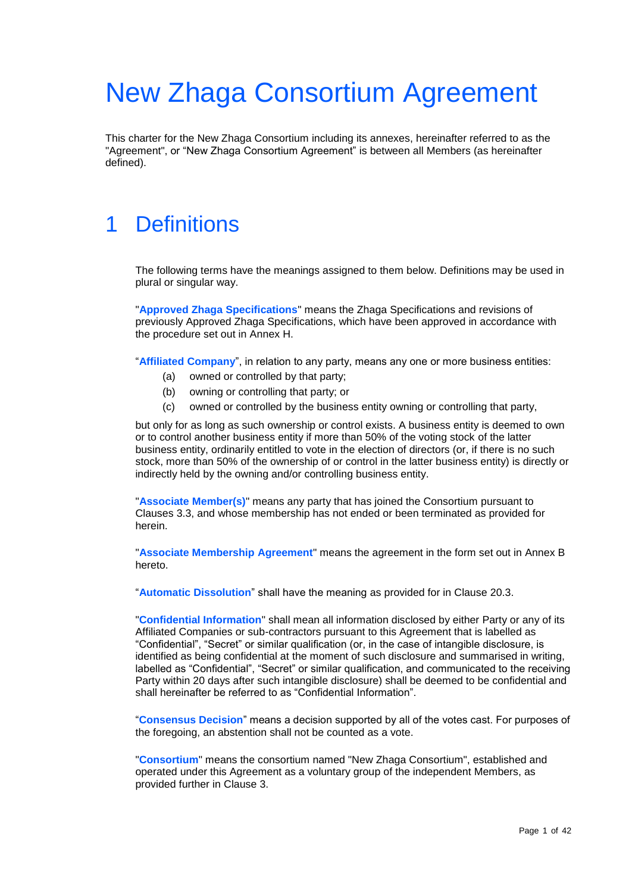# New Zhaga Consortium Agreement

This charter for the New Zhaga Consortium including its annexes, hereinafter referred to as the "Agreement", or "New Zhaga Consortium Agreement" is between all Members (as hereinafter defined).

# 1 Definitions

The following terms have the meanings assigned to them below. Definitions may be used in plural or singular way.

"**Approved Zhaga Specifications**" means the Zhaga Specifications and revisions of previously Approved Zhaga Specifications, which have been approved in accordance with the procedure set out in Annex H.

"**Affiliated Company**", in relation to any party, means any one or more business entities:

- (a) owned or controlled by that party;
- (b) owning or controlling that party; or
- (c) owned or controlled by the business entity owning or controlling that party,

but only for as long as such ownership or control exists. A business entity is deemed to own or to control another business entity if more than 50% of the voting stock of the latter business entity, ordinarily entitled to vote in the election of directors (or, if there is no such stock, more than 50% of the ownership of or control in the latter business entity) is directly or indirectly held by the owning and/or controlling business entity.

"**Associate Member(s)**" means any party that has joined the Consortium pursuant to Clauses 3.3, and whose membership has not ended or been terminated as provided for herein.

"**Associate Membership Agreement**" means the agreement in the form set out in Annex B hereto.

"**Automatic Dissolution**" shall have the meaning as provided for in Clause 20.3.

"**Confidential Information**" shall mean all information disclosed by either Party or any of its Affiliated Companies or sub-contractors pursuant to this Agreement that is labelled as "Confidential", "Secret" or similar qualification (or, in the case of intangible disclosure, is identified as being confidential at the moment of such disclosure and summarised in writing, labelled as "Confidential", "Secret" or similar qualification, and communicated to the receiving Party within 20 days after such intangible disclosure) shall be deemed to be confidential and shall hereinafter be referred to as "Confidential Information".

"**Consensus Decision**" means a decision supported by all of the votes cast. For purposes of the foregoing, an abstention shall not be counted as a vote.

"**Consortium**" means the consortium named "New Zhaga Consortium", established and operated under this Agreement as a voluntary group of the independent Members, as provided further in Clause 3.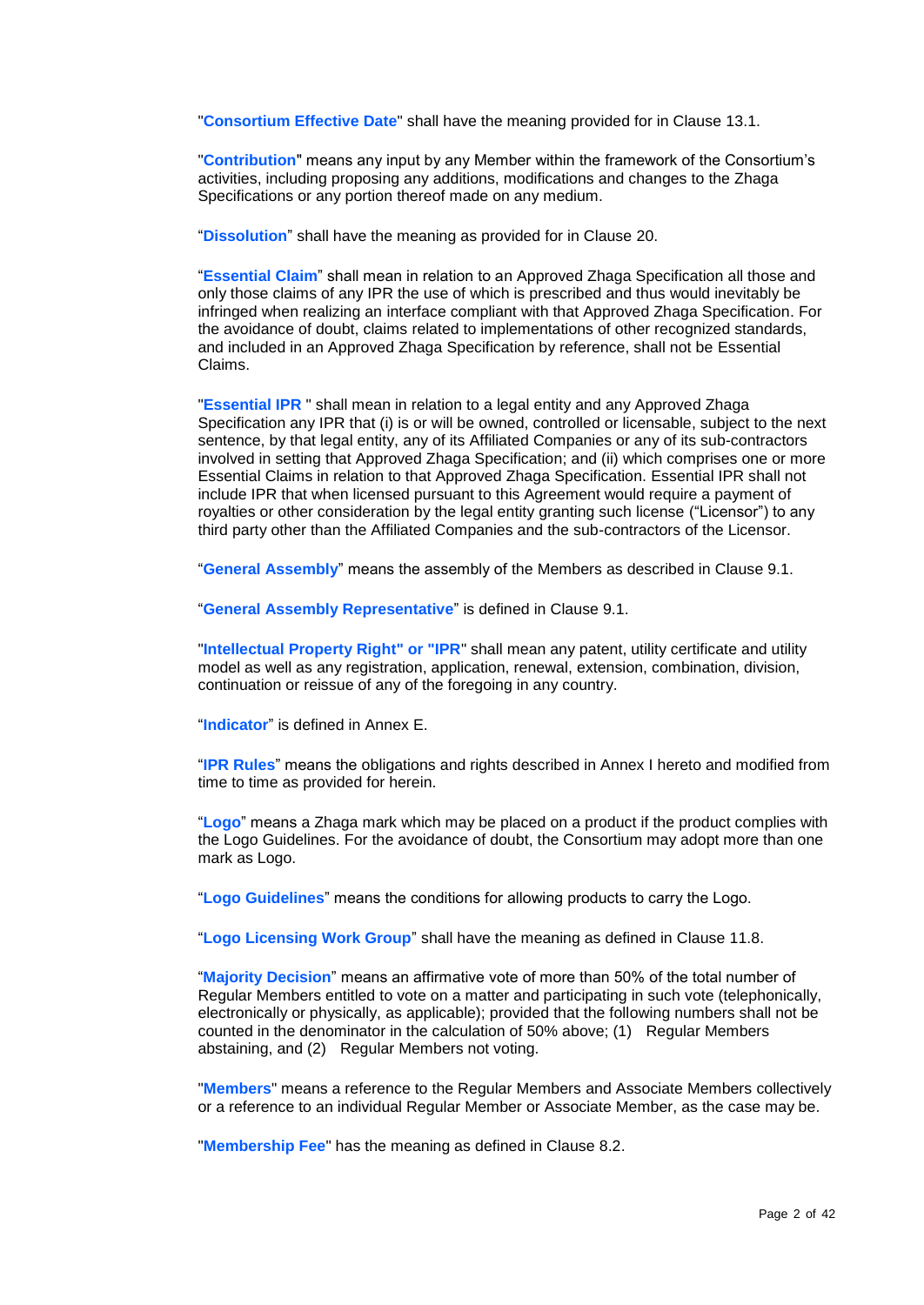"**Consortium Effective Date**" shall have the meaning provided for in Clause 13.1.

"**Contribution**" means any input by any Member within the framework of the Consortium's activities, including proposing any additions, modifications and changes to the Zhaga Specifications or any portion thereof made on any medium.

"**Dissolution**" shall have the meaning as provided for in Clause 20.

"**Essential Claim**" shall mean in relation to an Approved Zhaga Specification all those and only those claims of any IPR the use of which is prescribed and thus would inevitably be infringed when realizing an interface compliant with that Approved Zhaga Specification. For the avoidance of doubt, claims related to implementations of other recognized standards, and included in an Approved Zhaga Specification by reference, shall not be Essential Claims.

"**Essential IPR** " shall mean in relation to a legal entity and any Approved Zhaga Specification any IPR that (i) is or will be owned, controlled or licensable, subject to the next sentence, by that legal entity, any of its Affiliated Companies or any of its sub-contractors involved in setting that Approved Zhaga Specification; and (ii) which comprises one or more Essential Claims in relation to that Approved Zhaga Specification. Essential IPR shall not include IPR that when licensed pursuant to this Agreement would require a payment of royalties or other consideration by the legal entity granting such license ("Licensor") to any third party other than the Affiliated Companies and the sub-contractors of the Licensor.

"**General Assembly**" means the assembly of the Members as described in Clause 9.1.

"**General Assembly Representative**" is defined in Clause 9.1.

"**Intellectual Property Right" or "IPR**" shall mean any patent, utility certificate and utility model as well as any registration, application, renewal, extension, combination, division, continuation or reissue of any of the foregoing in any country.

"**Indicator**" is defined in Annex E.

"**IPR Rules**" means the obligations and rights described in Annex I hereto and modified from time to time as provided for herein.

"**Logo**" means a Zhaga mark which may be placed on a product if the product complies with the Logo Guidelines. For the avoidance of doubt, the Consortium may adopt more than one mark as Logo.

"**Logo Guidelines**" means the conditions for allowing products to carry the Logo.

"**Logo Licensing Work Group**" shall have the meaning as defined in Clause 11.8.

"**Majority Decision**" means an affirmative vote of more than 50% of the total number of Regular Members entitled to vote on a matter and participating in such vote (telephonically, electronically or physically, as applicable); provided that the following numbers shall not be counted in the denominator in the calculation of 50% above; (1) Regular Members abstaining, and (2) Regular Members not voting.

"**Members**" means a reference to the Regular Members and Associate Members collectively or a reference to an individual Regular Member or Associate Member, as the case may be.

"**Membership Fee**" has the meaning as defined in Clause 8.2.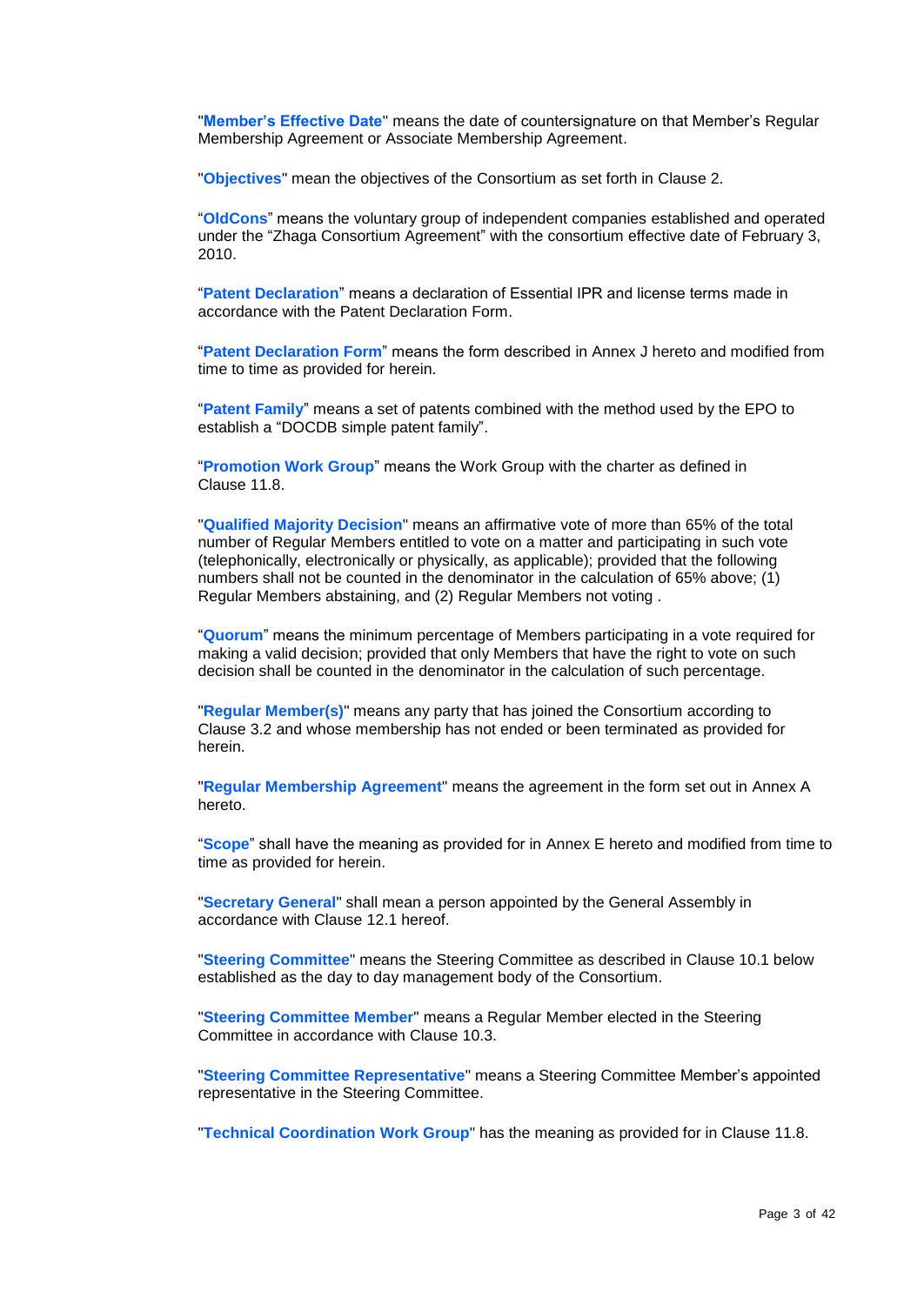"**Member's Effective Date**" means the date of countersignature on that Member's Regular Membership Agreement or Associate Membership Agreement.

"**Objectives**" mean the objectives of the Consortium as set forth in Clause 2.

"**OldCons**" means the voluntary group of independent companies established and operated under the "Zhaga Consortium Agreement" with the consortium effective date of February 3, 2010.

"**Patent Declaration**" means a declaration of Essential IPR and license terms made in accordance with the Patent Declaration Form.

"**Patent Declaration Form**" means the form described in Annex J hereto and modified from time to time as provided for herein.

"**Patent Family**" means a set of patents combined with the method used by the EPO to establish a "DOCDB simple patent family".

"**Promotion Work Group**" means the Work Group with the charter as defined in Clause 11.8.

"**Qualified Majority Decision**" means an affirmative vote of more than 65% of the total number of Regular Members entitled to vote on a matter and participating in such vote (telephonically, electronically or physically, as applicable); provided that the following numbers shall not be counted in the denominator in the calculation of 65% above; (1) Regular Members abstaining, and (2) Regular Members not voting .

"**Quorum**" means the minimum percentage of Members participating in a vote required for making a valid decision; provided that only Members that have the right to vote on such decision shall be counted in the denominator in the calculation of such percentage.

"**Regular Member(s)**" means any party that has joined the Consortium according to Clause 3.2 and whose membership has not ended or been terminated as provided for herein.

"**Regular Membership Agreement**" means the agreement in the form set out in Annex A hereto.

"**Scope**" shall have the meaning as provided for in Annex E hereto and modified from time to time as provided for herein.

"**Secretary General**" shall mean a person appointed by the General Assembly in accordance with Clause 12.1 hereof.

"**Steering Committee**" means the Steering Committee as described in Clause 10.1 below established as the day to day management body of the Consortium.

"**Steering Committee Member**" means a Regular Member elected in the Steering Committee in accordance with Clause 10.3.

"**Steering Committee Representative**" means a Steering Committee Member's appointed representative in the Steering Committee.

"**Technical Coordination Work Group**" has the meaning as provided for in Clause 11.8.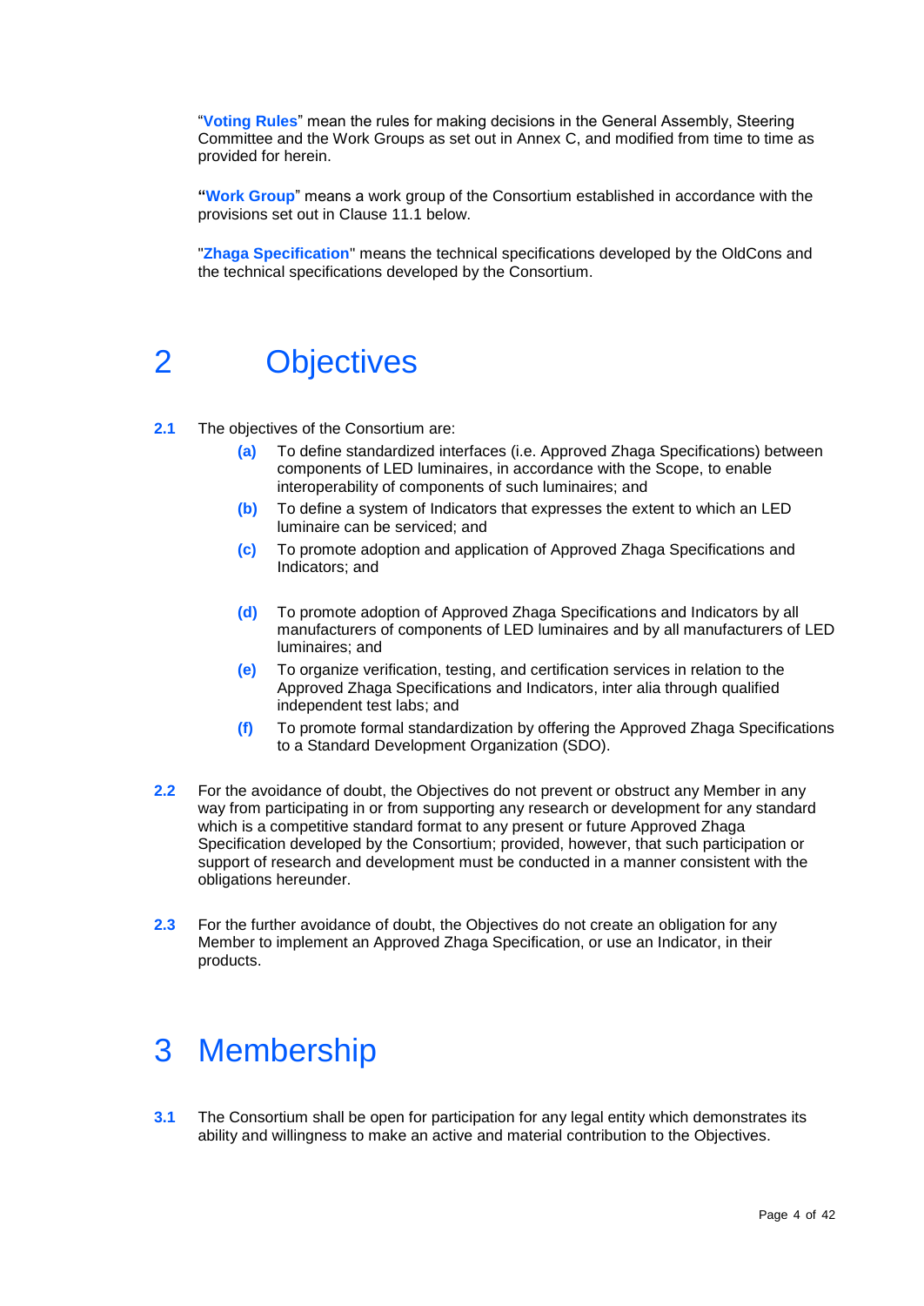"**Voting Rules**" mean the rules for making decisions in the General Assembly, Steering Committee and the Work Groups as set out in Annex C, and modified from time to time as provided for herein.

"**Work Group**" means a work group of the Consortium established in accordance with the provisions set out in Clause 11.1 below.

"**Zhaga Specification**" means the technical specifications developed by the OldCons and the technical specifications developed by the Consortium.

# 2 Objectives

**2.1** The objectives of the Consortium are:

- **(a)** To define standardized interfaces (i.e. Approved Zhaga Specifications) between components of LED luminaires, in accordance with the Scope, to enable interoperability of components of such luminaires; and
- **(b)** To define a system of Indicators that expresses the extent to which an LED luminaire can be serviced; and
- **(c)** To promote adoption and application of Approved Zhaga Specifications and Indicators; and
- **(d)** To promote adoption of Approved Zhaga Specifications and Indicators by all manufacturers of components of LED luminaires and by all manufacturers of LED luminaires; and
- **(e)** To organize verification, testing, and certification services in relation to the Approved Zhaga Specifications and Indicators, inter alia through qualified independent test labs; and
- **(f)** To promote formal standardization by offering the Approved Zhaga Specifications to a Standard Development Organization (SDO).

**2.2** For the avoidance of doubt, the Objectives do not prevent or obstruct any Member in any way from participating in or from supporting any research or development for any standard which is a competitive standard format to any present or future Approved Zhaga Specification developed by the Consortium; provided, however, that such participation or support of research and development must be conducted in a manner consistent with the obligations hereunder.

**2.3** For the further avoidance of doubt, the Objectives do not create an obligation for any Member to implement an Approved Zhaga Specification, or use an Indicator, in their products.

# 3 Membership

**3.1** The Consortium shall be open for participation for any legal entity which demonstrates its ability and willingness to make an active and material contribution to the Objectives.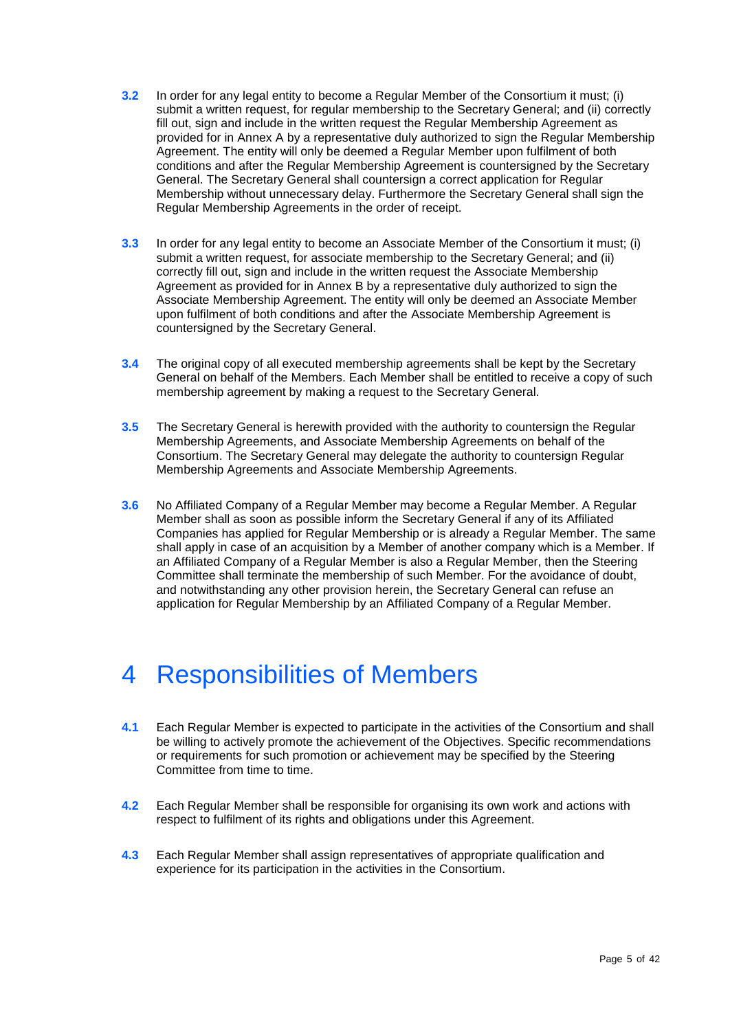**3.2** In order for any legal entity to become a Regular Member of the Consortium it must; (i) submit a written request, for regular membership to the Secretary General; and (ii) correctly fill out, sign and include in the written request the Regular Membership Agreement as provided for in Annex A by a representative duly authorized to sign the Regular Membership Agreement. The entity will only be deemed a Regular Member upon fulfilment of both conditions and after the Regular Membership Agreement is countersigned by the Secretary General. The Secretary General shall countersign a correct application for Regular Membership without unnecessary delay. Furthermore the Secretary General shall sign the Regular Membership Agreements in the order of receipt.

**3.3** In order for any legal entity to become an Associate Member of the Consortium it must; (i) submit a written request, for associate membership to the Secretary General; and (ii) correctly fill out, sign and include in the written request the Associate Membership Agreement as provided for in Annex B by a representative duly authorized to sign the Associate Membership Agreement. The entity will only be deemed an Associate Member upon fulfilment of both conditions and after the Associate Membership Agreement is countersigned by the Secretary General.

**3.4** The original copy of all executed membership agreements shall be kept by the Secretary General on behalf of the Members. Each Member shall be entitled to receive a copy of such membership agreement by making a request to the Secretary General.

**3.5** The Secretary General is herewith provided with the authority to countersign the Regular Membership Agreements, and Associate Membership Agreements on behalf of the Consortium. The Secretary General may delegate the authority to countersign Regular Membership Agreements and Associate Membership Agreements.

**3.6** No Affiliated Company of a Regular Member may become a Regular Member. A Regular Member shall as soon as possible inform the Secretary General if any of its Affiliated Companies has applied for Regular Membership or is already a Regular Member. The same shall apply in case of an acquisition by a Member of another company which is a Member. If an Affiliated Company of a Regular Member is also a Regular Member, then the Steering Committee shall terminate the membership of such Member. For the avoidance of doubt, and notwithstanding any other provision herein, the Secretary General can refuse an application for Regular Membership by an Affiliated Company of a Regular Member.

# 4 Responsibilities of Members

**4.1** Each Regular Member is expected to participate in the activities of the Consortium and shall be willing to actively promote the achievement of the Objectives. Specific recommendations or requirements for such promotion or achievement may be specified by the Steering Committee from time to time.

**4.2** Each Regular Member shall be responsible for organising its own work and actions with respect to fulfilment of its rights and obligations under this Agreement.

**4.3** Each Regular Member shall assign representatives of appropriate qualification and experience for its participation in the activities in the Consortium.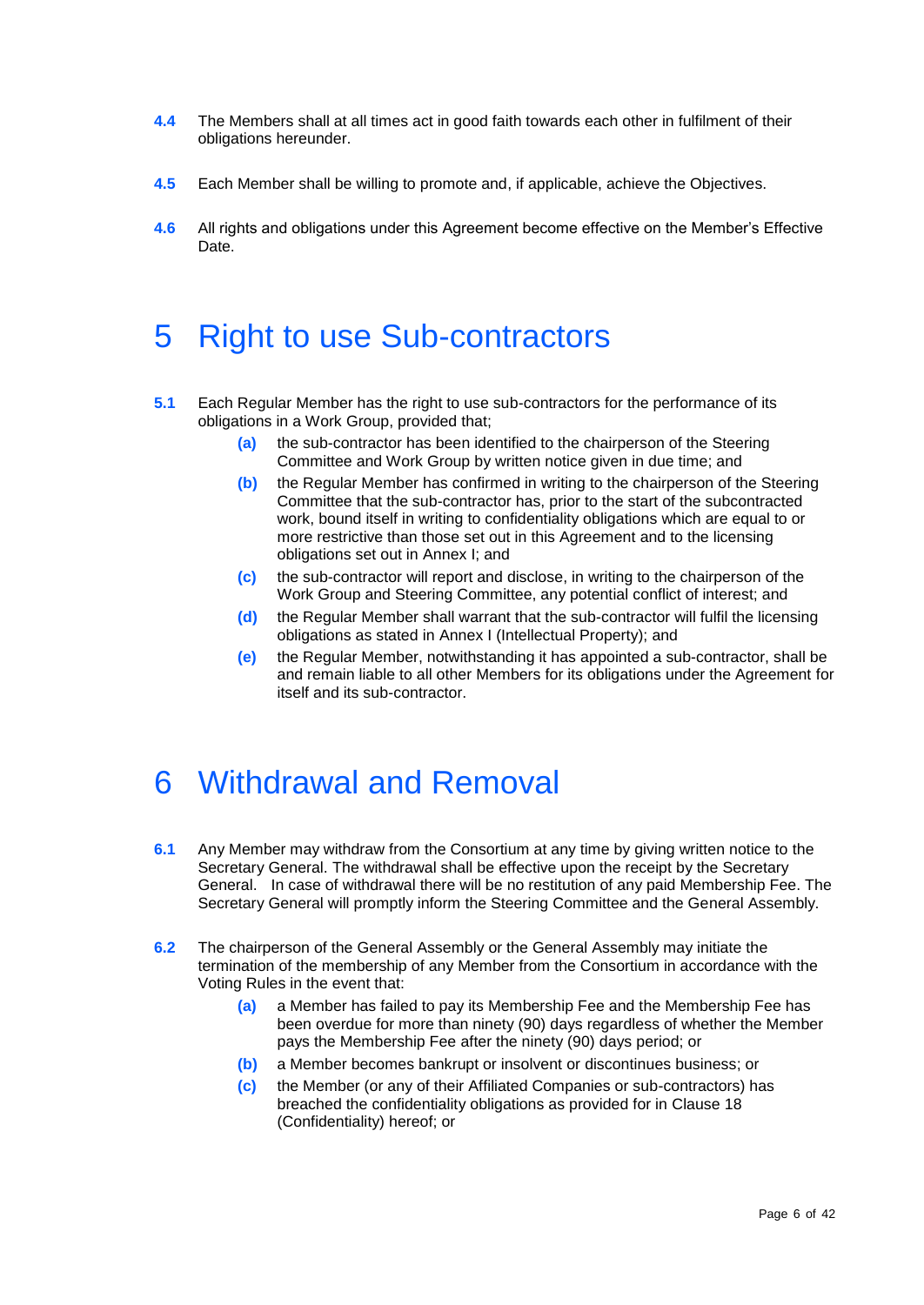**4.4** The Members shall at all times act in good faith towards each other in fulfilment of their obligations hereunder.

**4.5** Each Member shall be willing to promote and, if applicable, achieve the Objectives.

**4.6** All rights and obligations under this Agreement become effective on the Member's Effective Date.

# 5 Right to use Sub-contractors

**5.1** Each Regular Member has the right to use sub-contractors for the performance of its obligations in a Work Group, provided that;

- **(a)** the sub-contractor has been identified to the chairperson of the Steering Committee and Work Group by written notice given in due time; and
- **(b)** the Regular Member has confirmed in writing to the chairperson of the Steering Committee that the sub-contractor has, prior to the start of the subcontracted work, bound itself in writing to confidentiality obligations which are equal to or more restrictive than those set out in this Agreement and to the licensing obligations set out in Annex I; and
- **(c)** the sub-contractor will report and disclose, in writing to the chairperson of the Work Group and Steering Committee, any potential conflict of interest; and
- **(d)** the Regular Member shall warrant that the sub-contractor will fulfil the licensing obligations as stated in Annex I (Intellectual Property); and
- **(e)** the Regular Member, notwithstanding it has appointed a sub-contractor, shall be and remain liable to all other Members for its obligations under the Agreement for itself and its sub-contractor.

# 6 Withdrawal and Removal

**6.1** Any Member may withdraw from the Consortium at any time by giving written notice to the Secretary General. The withdrawal shall be effective upon the receipt by the Secretary General. In case of withdrawal there will be no restitution of any paid Membership Fee. The Secretary General will promptly inform the Steering Committee and the General Assembly.

**6.2** The chairperson of the General Assembly or the General Assembly may initiate the termination of the membership of any Member from the Consortium in accordance with the Voting Rules in the event that:

- **(a)** a Member has failed to pay its Membership Fee and the Membership Fee has been overdue for more than ninety (90) days regardless of whether the Member pays the Membership Fee after the ninety (90) days period; or
- **(b)** a Member becomes bankrupt or insolvent or discontinues business; or
- **(c)** the Member (or any of their Affiliated Companies or sub-contractors) has breached the confidentiality obligations as provided for in Clause 18 (Confidentiality) hereof; or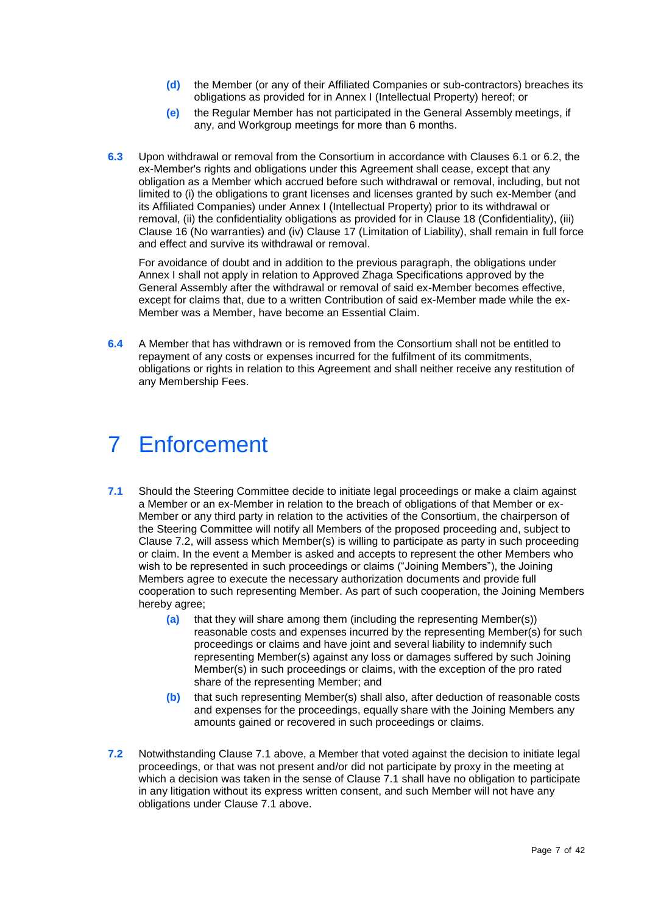- **(d)** the Member (or any of their Affiliated Companies or sub-contractors) breaches its obligations as provided for in Annex I (Intellectual Property) hereof; or
- **(e)** the Regular Member has not participated in the General Assembly meetings, if any, and Workgroup meetings for more than 6 months.

**6.3** Upon withdrawal or removal from the Consortium in accordance with Clauses 6.1 or 6.2, the ex-Member's rights and obligations under this Agreement shall cease, except that any obligation as a Member which accrued before such withdrawal or removal, including, but not limited to (i) the obligations to grant licenses and licenses granted by such ex-Member (and its Affiliated Companies) under Annex I (Intellectual Property) prior to its withdrawal or removal, (ii) the confidentiality obligations as provided for in Clause 18 (Confidentiality), (iii) Clause 16 (No warranties) and (iv) Clause 17 (Limitation of Liability), shall remain in full force and effect and survive its withdrawal or removal.

For avoidance of doubt and in addition to the previous paragraph, the obligations under Annex I shall not apply in relation to Approved Zhaga Specifications approved by the General Assembly after the withdrawal or removal of said ex-Member becomes effective, except for claims that, due to a written Contribution of said ex-Member made while the ex-Member was a Member, have become an Essential Claim.

**6.4** A Member that has withdrawn or is removed from the Consortium shall not be entitled to repayment of any costs or expenses incurred for the fulfilment of its commitments, obligations or rights in relation to this Agreement and shall neither receive any restitution of any Membership Fees.

# 7 Enforcement

**7.1** Should the Steering Committee decide to initiate legal proceedings or make a claim against a Member or an ex-Member in relation to the breach of obligations of that Member or ex-Member or any third party in relation to the activities of the Consortium, the chairperson of the Steering Committee will notify all Members of the proposed proceeding and, subject to Clause 7.2, will assess which Member(s) is willing to participate as party in such proceeding or claim. In the event a Member is asked and accepts to represent the other Members who wish to be represented in such proceedings or claims ("Joining Members"), the Joining Members agree to execute the necessary authorization documents and provide full cooperation to such representing Member. As part of such cooperation, the Joining Members hereby agree;

- **(a)** that they will share among them (including the representing Member(s)) reasonable costs and expenses incurred by the representing Member(s) for such proceedings or claims and have joint and several liability to indemnify such representing Member(s) against any loss or damages suffered by such Joining Member(s) in such proceedings or claims, with the exception of the pro rated share of the representing Member; and
- **(b)** that such representing Member(s) shall also, after deduction of reasonable costs and expenses for the proceedings, equally share with the Joining Members any amounts gained or recovered in such proceedings or claims.

**7.2** Notwithstanding Clause 7.1 above, a Member that voted against the decision to initiate legal proceedings, or that was not present and/or did not participate by proxy in the meeting at which a decision was taken in the sense of Clause 7.1 shall have no obligation to participate in any litigation without its express written consent, and such Member will not have any obligations under Clause 7.1 above.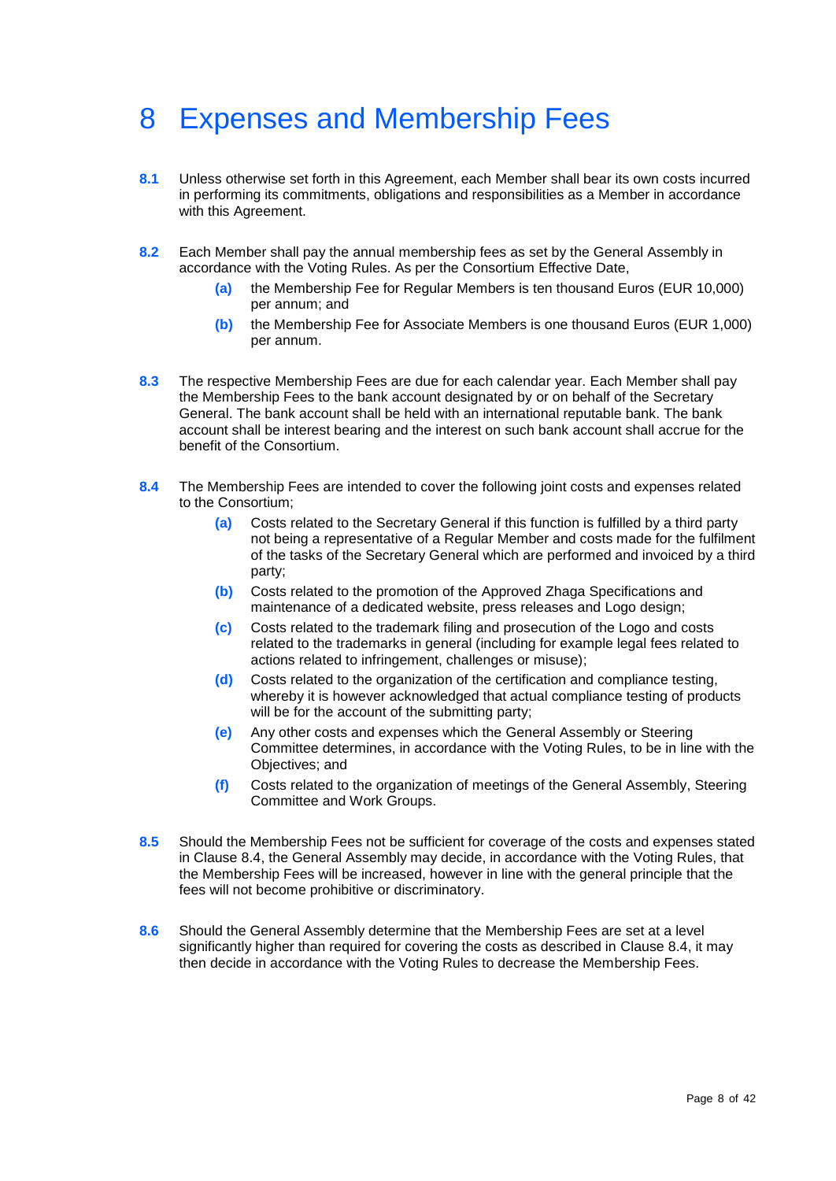# 8 Expenses and Membership Fees

**8.1** Unless otherwise set forth in this Agreement, each Member shall bear its own costs incurred in performing its commitments, obligations and responsibilities as a Member in accordance with this Agreement.

**8.2** Each Member shall pay the annual membership fees as set by the General Assembly in accordance with the Voting Rules. As per the Consortium Effective Date,

- **(a)** the Membership Fee for Regular Members is ten thousand Euros (EUR 10,000) per annum; and
- **(b)** the Membership Fee for Associate Members is one thousand Euros (EUR 1,000) per annum.

**8.3** The respective Membership Fees are due for each calendar year. Each Member shall pay the Membership Fees to the bank account designated by or on behalf of the Secretary General. The bank account shall be held with an international reputable bank. The bank account shall be interest bearing and the interest on such bank account shall accrue for the benefit of the Consortium.

**8.4** The Membership Fees are intended to cover the following joint costs and expenses related to the Consortium;

- **(a)** Costs related to the Secretary General if this function is fulfilled by a third party not being a representative of a Regular Member and costs made for the fulfilment of the tasks of the Secretary General which are performed and invoiced by a third party;
- **(b)** Costs related to the promotion of the Approved Zhaga Specifications and maintenance of a dedicated website, press releases and Logo design;
- **(c)** Costs related to the trademark filing and prosecution of the Logo and costs related to the trademarks in general (including for example legal fees related to actions related to infringement, challenges or misuse);
- **(d)** Costs related to the organization of the certification and compliance testing, whereby it is however acknowledged that actual compliance testing of products will be for the account of the submitting party;
- **(e)** Any other costs and expenses which the General Assembly or Steering Committee determines, in accordance with the Voting Rules, to be in line with the Objectives; and
- **(f)** Costs related to the organization of meetings of the General Assembly, Steering Committee and Work Groups.

**8.5** Should the Membership Fees not be sufficient for coverage of the costs and expenses stated in Clause 8.4, the General Assembly may decide, in accordance with the Voting Rules, that the Membership Fees will be increased, however in line with the general principle that the fees will not become prohibitive or discriminatory.

**8.6** Should the General Assembly determine that the Membership Fees are set at a level significantly higher than required for covering the costs as described in Clause 8.4, it may then decide in accordance with the Voting Rules to decrease the Membership Fees.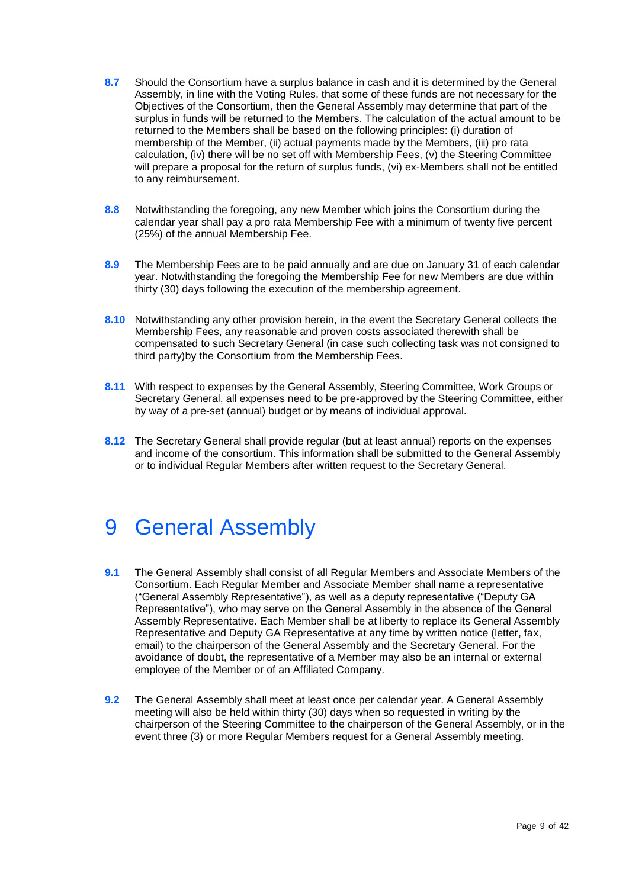**8.7** Should the Consortium have a surplus balance in cash and it is determined by the General Assembly, in line with the Voting Rules, that some of these funds are not necessary for the Objectives of the Consortium, then the General Assembly may determine that part of the surplus in funds will be returned to the Members. The calculation of the actual amount to be returned to the Members shall be based on the following principles: (i) duration of membership of the Member, (ii) actual payments made by the Members, (iii) pro rata calculation, (iv) there will be no set off with Membership Fees, (v) the Steering Committee will prepare a proposal for the return of surplus funds, (vi) ex-Members shall not be entitled to any reimbursement.

**8.8** Notwithstanding the foregoing, any new Member which joins the Consortium during the calendar year shall pay a pro rata Membership Fee with a minimum of twenty five percent (25%) of the annual Membership Fee.

**8.9** The Membership Fees are to be paid annually and are due on January 31 of each calendar year. Notwithstanding the foregoing the Membership Fee for new Members are due within thirty (30) days following the execution of the membership agreement.

**8.10** Notwithstanding any other provision herein, in the event the Secretary General collects the Membership Fees, any reasonable and proven costs associated therewith shall be compensated to such Secretary General (in case such collecting task was not consigned to third party)by the Consortium from the Membership Fees.

**8.11** With respect to expenses by the General Assembly, Steering Committee, Work Groups or Secretary General, all expenses need to be pre-approved by the Steering Committee, either by way of a pre-set (annual) budget or by means of individual approval.

**8.12** The Secretary General shall provide regular (but at least annual) reports on the expenses and income of the consortium. This information shall be submitted to the General Assembly or to individual Regular Members after written request to the Secretary General.

# 9 General Assembly

**9.1** The General Assembly shall consist of all Regular Members and Associate Members of the Consortium. Each Regular Member and Associate Member shall name a representative ("General Assembly Representative"), as well as a deputy representative ("Deputy GA Representative"), who may serve on the General Assembly in the absence of the General Assembly Representative. Each Member shall be at liberty to replace its General Assembly Representative and Deputy GA Representative at any time by written notice (letter, fax, email) to the chairperson of the General Assembly and the Secretary General. For the avoidance of doubt, the representative of a Member may also be an internal or external employee of the Member or of an Affiliated Company.

**9.2** The General Assembly shall meet at least once per calendar year. A General Assembly meeting will also be held within thirty (30) days when so requested in writing by the chairperson of the Steering Committee to the chairperson of the General Assembly, or in the event three (3) or more Regular Members request for a General Assembly meeting.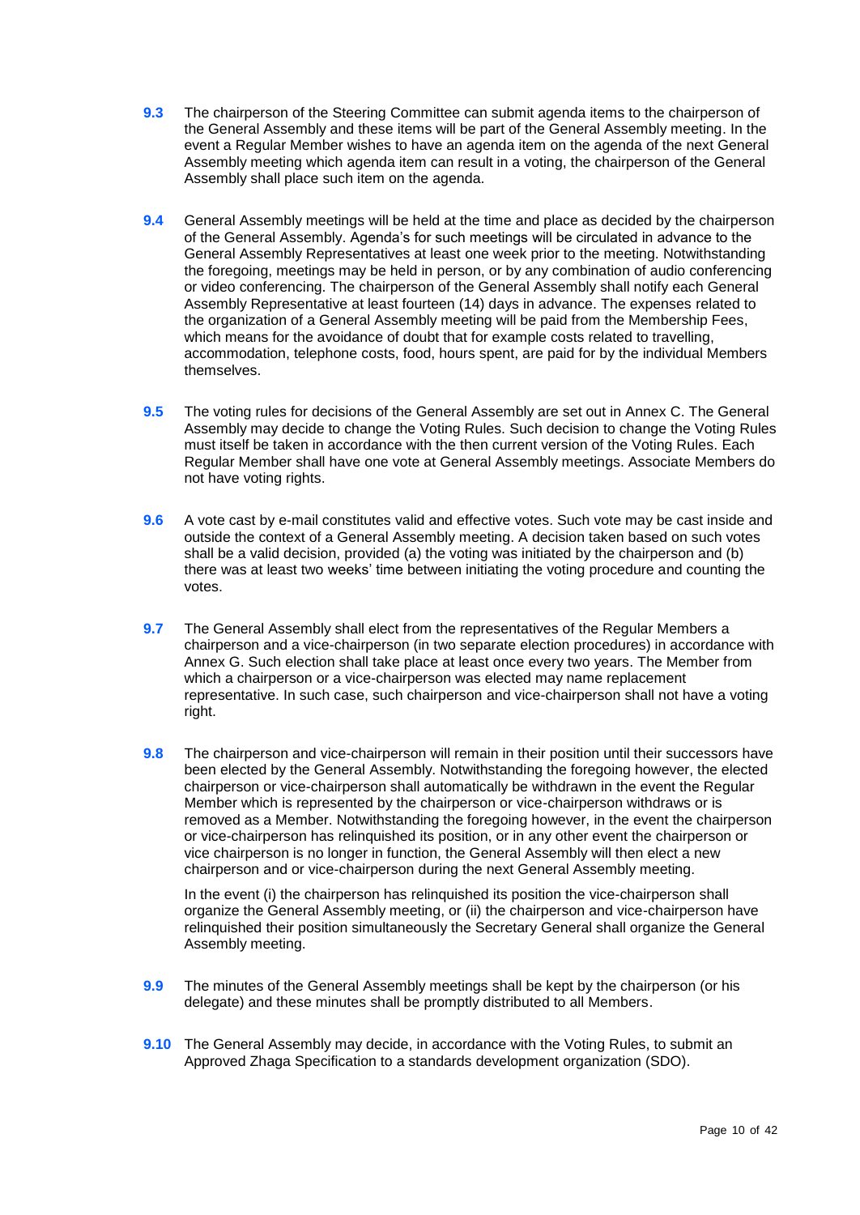**9.3** The chairperson of the Steering Committee can submit agenda items to the chairperson of the General Assembly and these items will be part of the General Assembly meeting. In the event a Regular Member wishes to have an agenda item on the agenda of the next General Assembly meeting which agenda item can result in a voting, the chairperson of the General Assembly shall place such item on the agenda.

**9.4** General Assembly meetings will be held at the time and place as decided by the chairperson of the General Assembly. Agenda's for such meetings will be circulated in advance to the General Assembly Representatives at least one week prior to the meeting. Notwithstanding the foregoing, meetings may be held in person, or by any combination of audio conferencing or video conferencing. The chairperson of the General Assembly shall notify each General Assembly Representative at least fourteen (14) days in advance. The expenses related to the organization of a General Assembly meeting will be paid from the Membership Fees, which means for the avoidance of doubt that for example costs related to travelling, accommodation, telephone costs, food, hours spent, are paid for by the individual Members themselves.

**9.5** The voting rules for decisions of the General Assembly are set out in Annex C. The General Assembly may decide to change the Voting Rules. Such decision to change the Voting Rules must itself be taken in accordance with the then current version of the Voting Rules. Each Regular Member shall have one vote at General Assembly meetings. Associate Members do not have voting rights.

**9.6** A vote cast by e-mail constitutes valid and effective votes. Such vote may be cast inside and outside the context of a General Assembly meeting. A decision taken based on such votes shall be a valid decision, provided (a) the voting was initiated by the chairperson and (b) there was at least two weeks' time between initiating the voting procedure and counting the votes.

**9.7** The General Assembly shall elect from the representatives of the Regular Members a chairperson and a vice-chairperson (in two separate election procedures) in accordance with Annex G. Such election shall take place at least once every two years. The Member from which a chairperson or a vice-chairperson was elected may name replacement representative. In such case, such chairperson and vice-chairperson shall not have a voting right.

**9.8** The chairperson and vice-chairperson will remain in their position until their successors have been elected by the General Assembly. Notwithstanding the foregoing however, the elected chairperson or vice-chairperson shall automatically be withdrawn in the event the Regular Member which is represented by the chairperson or vice-chairperson withdraws or is removed as a Member. Notwithstanding the foregoing however, in the event the chairperson or vice-chairperson has relinquished its position, or in any other event the chairperson or vice chairperson is no longer in function, the General Assembly will then elect a new chairperson and or vice-chairperson during the next General Assembly meeting.

In the event (i) the chairperson has relinquished its position the vice-chairperson shall organize the General Assembly meeting, or (ii) the chairperson and vice-chairperson have relinquished their position simultaneously the Secretary General shall organize the General Assembly meeting.

**9.9** The minutes of the General Assembly meetings shall be kept by the chairperson (or his delegate) and these minutes shall be promptly distributed to all Members.

**9.10** The General Assembly may decide, in accordance with the Voting Rules, to submit an Approved Zhaga Specification to a standards development organization (SDO).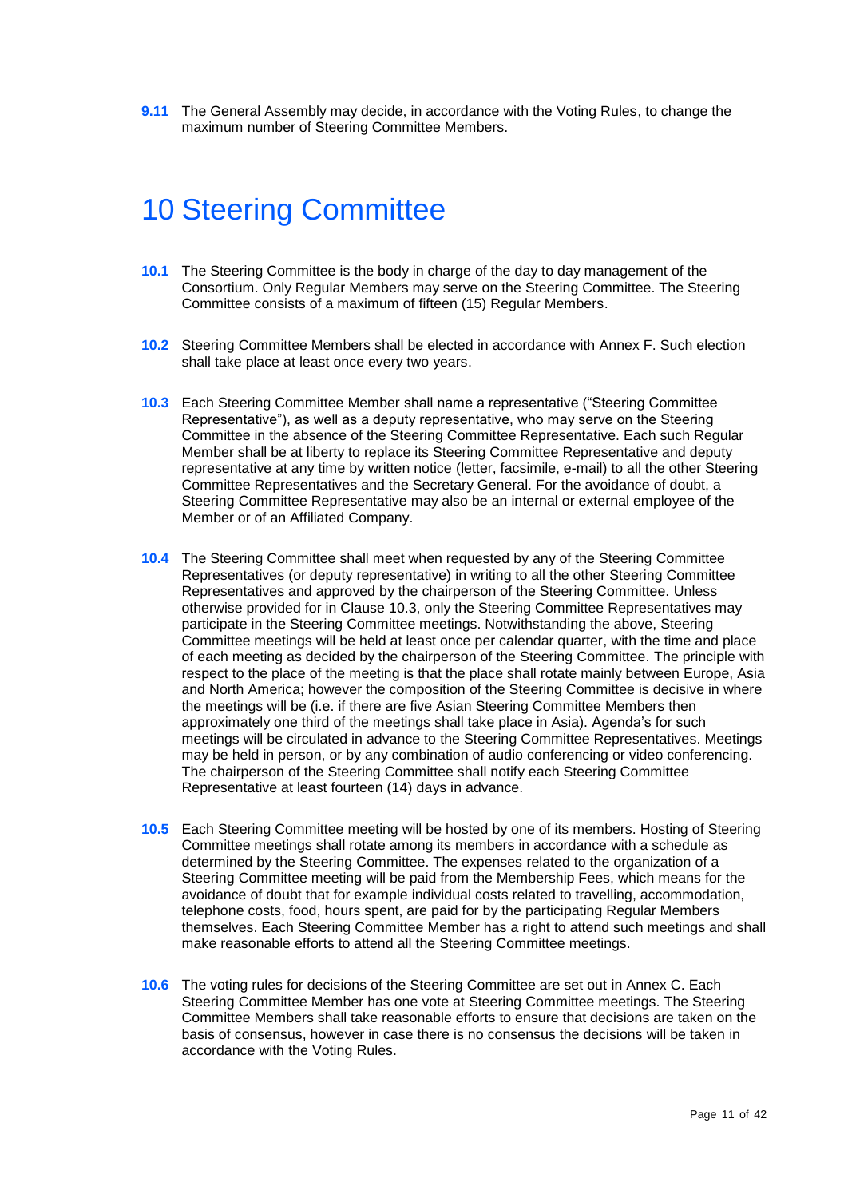**9.11** The General Assembly may decide, in accordance with the Voting Rules, to change the maximum number of Steering Committee Members.

# 10 Steering Committee

**10.1** The Steering Committee is the body in charge of the day to day management of the Consortium. Only Regular Members may serve on the Steering Committee. The Steering Committee consists of a maximum of fifteen (15) Regular Members.

**10.2** Steering Committee Members shall be elected in accordance with Annex F. Such election shall take place at least once every two years.

**10.3** Each Steering Committee Member shall name a representative ("Steering Committee Representative"), as well as a deputy representative, who may serve on the Steering Committee in the absence of the Steering Committee Representative. Each such Regular Member shall be at liberty to replace its Steering Committee Representative and deputy representative at any time by written notice (letter, facsimile, e-mail) to all the other Steering Committee Representatives and the Secretary General. For the avoidance of doubt, a Steering Committee Representative may also be an internal or external employee of the Member or of an Affiliated Company.

**10.4** The Steering Committee shall meet when requested by any of the Steering Committee Representatives (or deputy representative) in writing to all the other Steering Committee Representatives and approved by the chairperson of the Steering Committee. Unless otherwise provided for in Clause 10.3, only the Steering Committee Representatives may participate in the Steering Committee meetings. Notwithstanding the above, Steering Committee meetings will be held at least once per calendar quarter, with the time and place of each meeting as decided by the chairperson of the Steering Committee. The principle with respect to the place of the meeting is that the place shall rotate mainly between Europe, Asia and North America; however the composition of the Steering Committee is decisive in where the meetings will be (i.e. if there are five Asian Steering Committee Members then approximately one third of the meetings shall take place in Asia). Agenda's for such meetings will be circulated in advance to the Steering Committee Representatives. Meetings may be held in person, or by any combination of audio conferencing or video conferencing. The chairperson of the Steering Committee shall notify each Steering Committee Representative at least fourteen (14) days in advance.

**10.5** Each Steering Committee meeting will be hosted by one of its members. Hosting of Steering Committee meetings shall rotate among its members in accordance with a schedule as determined by the Steering Committee. The expenses related to the organization of a Steering Committee meeting will be paid from the Membership Fees, which means for the avoidance of doubt that for example individual costs related to travelling, accommodation, telephone costs, food, hours spent, are paid for by the participating Regular Members themselves. Each Steering Committee Member has a right to attend such meetings and shall make reasonable efforts to attend all the Steering Committee meetings.

**10.6** The voting rules for decisions of the Steering Committee are set out in Annex C. Each Steering Committee Member has one vote at Steering Committee meetings. The Steering Committee Members shall take reasonable efforts to ensure that decisions are taken on the basis of consensus, however in case there is no consensus the decisions will be taken in accordance with the Voting Rules.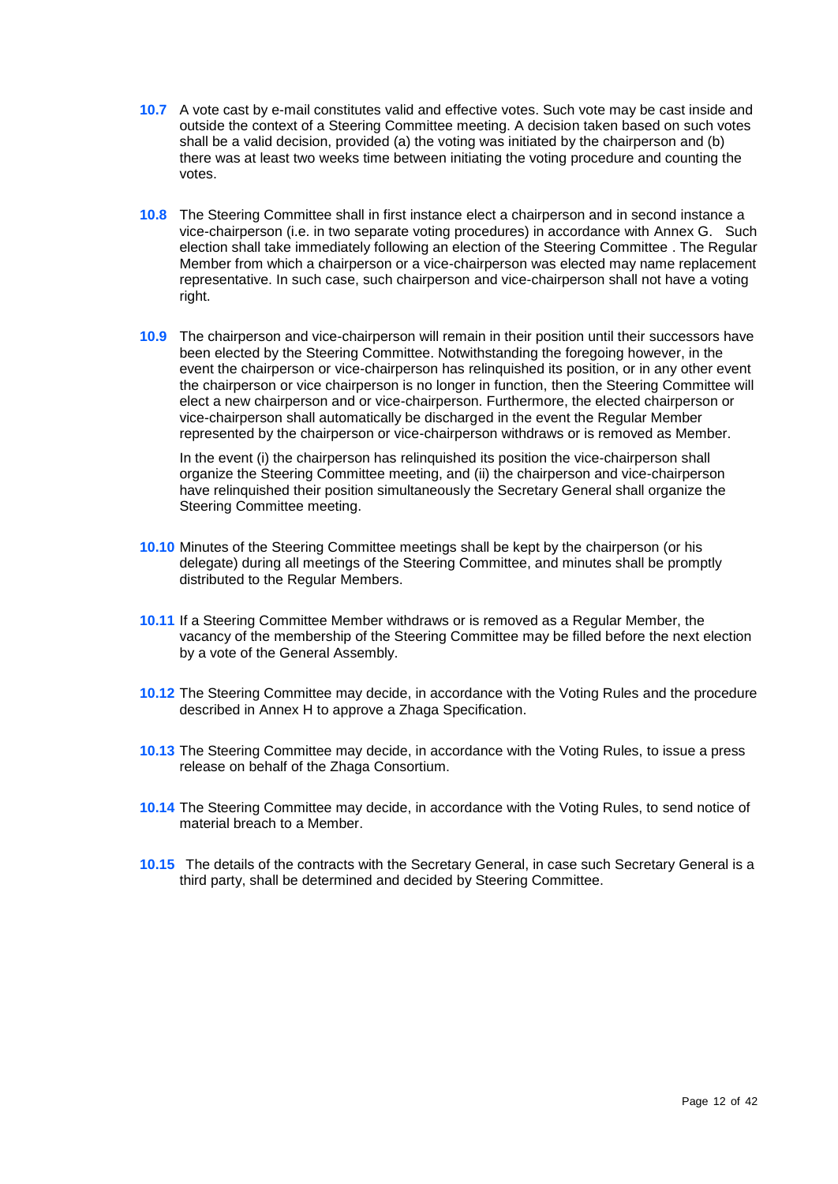**10.7** A vote cast by e-mail constitutes valid and effective votes. Such vote may be cast inside and outside the context of a Steering Committee meeting. A decision taken based on such votes shall be a valid decision, provided (a) the voting was initiated by the chairperson and (b) there was at least two weeks time between initiating the voting procedure and counting the votes.

**10.8** The Steering Committee shall in first instance elect a chairperson and in second instance a vice-chairperson (i.e. in two separate voting procedures) in accordance with Annex G. Such election shall take immediately following an election of the Steering Committee . The Regular Member from which a chairperson or a vice-chairperson was elected may name replacement representative. In such case, such chairperson and vice-chairperson shall not have a voting right.

**10.9** The chairperson and vice-chairperson will remain in their position until their successors have been elected by the Steering Committee. Notwithstanding the foregoing however, in the event the chairperson or vice-chairperson has relinquished its position, or in any other event the chairperson or vice chairperson is no longer in function, then the Steering Committee will elect a new chairperson and or vice-chairperson. Furthermore, the elected chairperson or vice-chairperson shall automatically be discharged in the event the Regular Member represented by the chairperson or vice-chairperson withdraws or is removed as Member.

In the event (i) the chairperson has relinquished its position the vice-chairperson shall organize the Steering Committee meeting, and (ii) the chairperson and vice-chairperson have relinquished their position simultaneously the Secretary General shall organize the Steering Committee meeting.

**10.10** Minutes of the Steering Committee meetings shall be kept by the chairperson (or his delegate) during all meetings of the Steering Committee, and minutes shall be promptly distributed to the Regular Members.

**10.11** If a Steering Committee Member withdraws or is removed as a Regular Member, the vacancy of the membership of the Steering Committee may be filled before the next election by a vote of the General Assembly.

**10.12** The Steering Committee may decide, in accordance with the Voting Rules and the procedure described in Annex H to approve a Zhaga Specification.

**10.13** The Steering Committee may decide, in accordance with the Voting Rules, to issue a press release on behalf of the Zhaga Consortium.

**10.14** The Steering Committee may decide, in accordance with the Voting Rules, to send notice of material breach to a Member.

**10.15** The details of the contracts with the Secretary General, in case such Secretary General is a third party, shall be determined and decided by Steering Committee.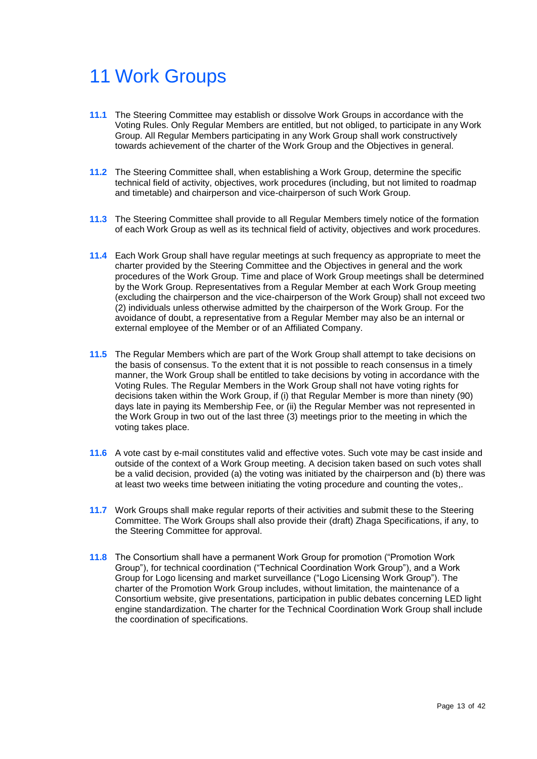# 11 Work Groups

**11.1** The Steering Committee may establish or dissolve Work Groups in accordance with the Voting Rules. Only Regular Members are entitled, but not obliged, to participate in any Work Group. All Regular Members participating in any Work Group shall work constructively towards achievement of the charter of the Work Group and the Objectives in general.

**11.2** The Steering Committee shall, when establishing a Work Group, determine the specific technical field of activity, objectives, work procedures (including, but not limited to roadmap and timetable) and chairperson and vice-chairperson of such Work Group.

**11.3** The Steering Committee shall provide to all Regular Members timely notice of the formation of each Work Group as well as its technical field of activity, objectives and work procedures.

**11.4** Each Work Group shall have regular meetings at such frequency as appropriate to meet the charter provided by the Steering Committee and the Objectives in general and the work procedures of the Work Group. Time and place of Work Group meetings shall be determined by the Work Group. Representatives from a Regular Member at each Work Group meeting (excluding the chairperson and the vice-chairperson of the Work Group) shall not exceed two (2) individuals unless otherwise admitted by the chairperson of the Work Group. For the avoidance of doubt, a representative from a Regular Member may also be an internal or external employee of the Member or of an Affiliated Company.

**11.5** The Regular Members which are part of the Work Group shall attempt to take decisions on the basis of consensus. To the extent that it is not possible to reach consensus in a timely manner, the Work Group shall be entitled to take decisions by voting in accordance with the Voting Rules. The Regular Members in the Work Group shall not have voting rights for decisions taken within the Work Group, if (i) that Regular Member is more than ninety (90) days late in paying its Membership Fee, or (ii) the Regular Member was not represented in the Work Group in two out of the last three (3) meetings prior to the meeting in which the voting takes place.

**11.6** A vote cast by e-mail constitutes valid and effective votes. Such vote may be cast inside and outside of the context of a Work Group meeting. A decision taken based on such votes shall be a valid decision, provided (a) the voting was initiated by the chairperson and (b) there was at least two weeks time between initiating the voting procedure and counting the votes,.

**11.7** Work Groups shall make regular reports of their activities and submit these to the Steering Committee. The Work Groups shall also provide their (draft) Zhaga Specifications, if any, to the Steering Committee for approval.

**11.8** The Consortium shall have a permanent Work Group for promotion ("Promotion Work Group"), for technical coordination ("Technical Coordination Work Group"), and a Work Group for Logo licensing and market surveillance ("Logo Licensing Work Group"). The charter of the Promotion Work Group includes, without limitation, the maintenance of a Consortium website, give presentations, participation in public debates concerning LED light engine standardization. The charter for the Technical Coordination Work Group shall include the coordination of specifications.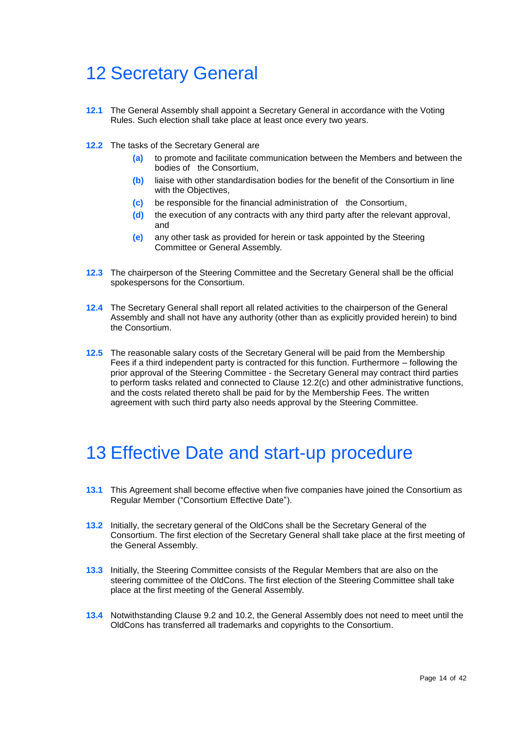# 12 Secretary General

**12.1** The General Assembly shall appoint a Secretary General in accordance with the Voting Rules. Such election shall take place at least once every two years.

**12.2** The tasks of the Secretary General are

- **(a)** to promote and facilitate communication between the Members and between the bodies of the Consortium,
- **(b)** liaise with other standardisation bodies for the benefit of the Consortium in line with the Objectives,
- **(c)** be responsible for the financial administration of the Consortium,
- **(d)** the execution of any contracts with any third party after the relevant approval, and
- **(e)** any other task as provided for herein or task appointed by the Steering Committee or General Assembly.

**12.3** The chairperson of the Steering Committee and the Secretary General shall be the official spokespersons for the Consortium.

**12.4** The Secretary General shall report all related activities to the chairperson of the General Assembly and shall not have any authority (other than as explicitly provided herein) to bind the Consortium.

**12.5** The reasonable salary costs of the Secretary General will be paid from the Membership Fees if a third independent party is contracted for this function. Furthermore – following the prior approval of the Steering Committee - the Secretary General may contract third parties to perform tasks related and connected to Clause 12.2(c) and other administrative functions, and the costs related thereto shall be paid for by the Membership Fees. The written agreement with such third party also needs approval by the Steering Committee.

# 13 Effective Date and start-up procedure

**13.1** This Agreement shall become effective when five companies have joined the Consortium as Regular Member ("Consortium Effective Date").

**13.2** Initially, the secretary general of the OldCons shall be the Secretary General of the Consortium. The first election of the Secretary General shall take place at the first meeting of the General Assembly.

**13.3** Initially, the Steering Committee consists of the Regular Members that are also on the steering committee of the OldCons. The first election of the Steering Committee shall take place at the first meeting of the General Assembly.

**13.4** Notwithstanding Clause 9.2 and 10.2, the General Assembly does not need to meet until the OldCons has transferred all trademarks and copyrights to the Consortium.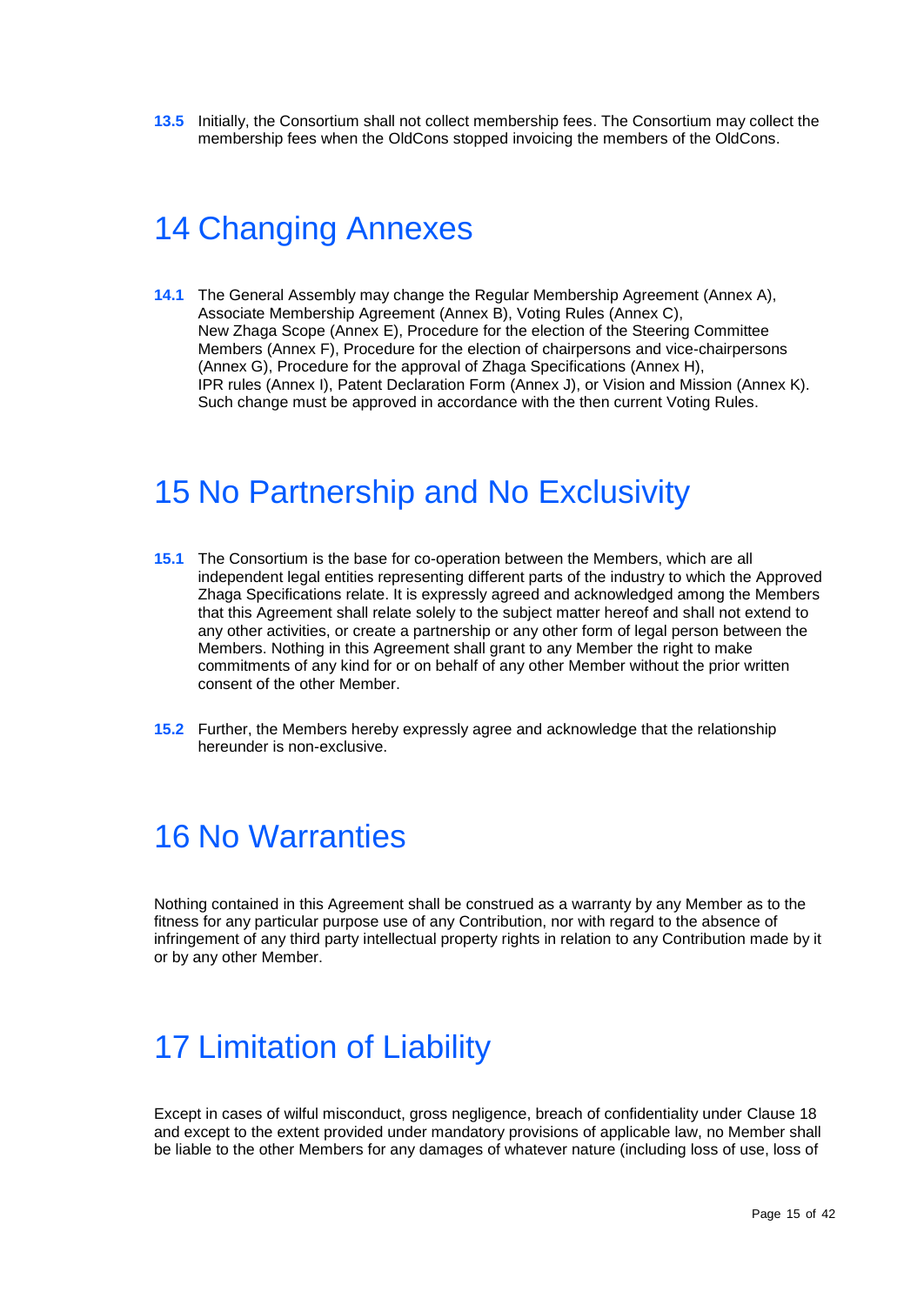**13.5** Initially, the Consortium shall not collect membership fees. The Consortium may collect the membership fees when the OldCons stopped invoicing the members of the OldCons.

# 14 Changing Annexes

**14.1** The General Assembly may change the Regular Membership Agreement (Annex A), Associate Membership Agreement (Annex B), Voting Rules (Annex C), New Zhaga Scope (Annex E), Procedure for the election of the Steering Committee Members (Annex F), Procedure for the election of chairpersons and vice-chairpersons (Annex G), Procedure for the approval of Zhaga Specifications (Annex H), IPR rules (Annex I), Patent Declaration Form (Annex J), or Vision and Mission (Annex K). Such change must be approved in accordance with the then current Voting Rules.

# 15 No Partnership and No Exclusivity

**15.1** The Consortium is the base for co-operation between the Members, which are all independent legal entities representing different parts of the industry to which the Approved Zhaga Specifications relate. It is expressly agreed and acknowledged among the Members that this Agreement shall relate solely to the subject matter hereof and shall not extend to any other activities, or create a partnership or any other form of legal person between the Members. Nothing in this Agreement shall grant to any Member the right to make commitments of any kind for or on behalf of any other Member without the prior written consent of the other Member.

**15.2** Further, the Members hereby expressly agree and acknowledge that the relationship hereunder is non-exclusive.

# 16 No Warranties

Nothing contained in this Agreement shall be construed as a warranty by any Member as to the fitness for any particular purpose use of any Contribution, nor with regard to the absence of infringement of any third party intellectual property rights in relation to any Contribution made by it or by any other Member.

# 17 Limitation of Liability

Except in cases of wilful misconduct, gross negligence, breach of confidentiality under Clause 18 and except to the extent provided under mandatory provisions of applicable law, no Member shall be liable to the other Members for any damages of whatever nature (including loss of use, loss of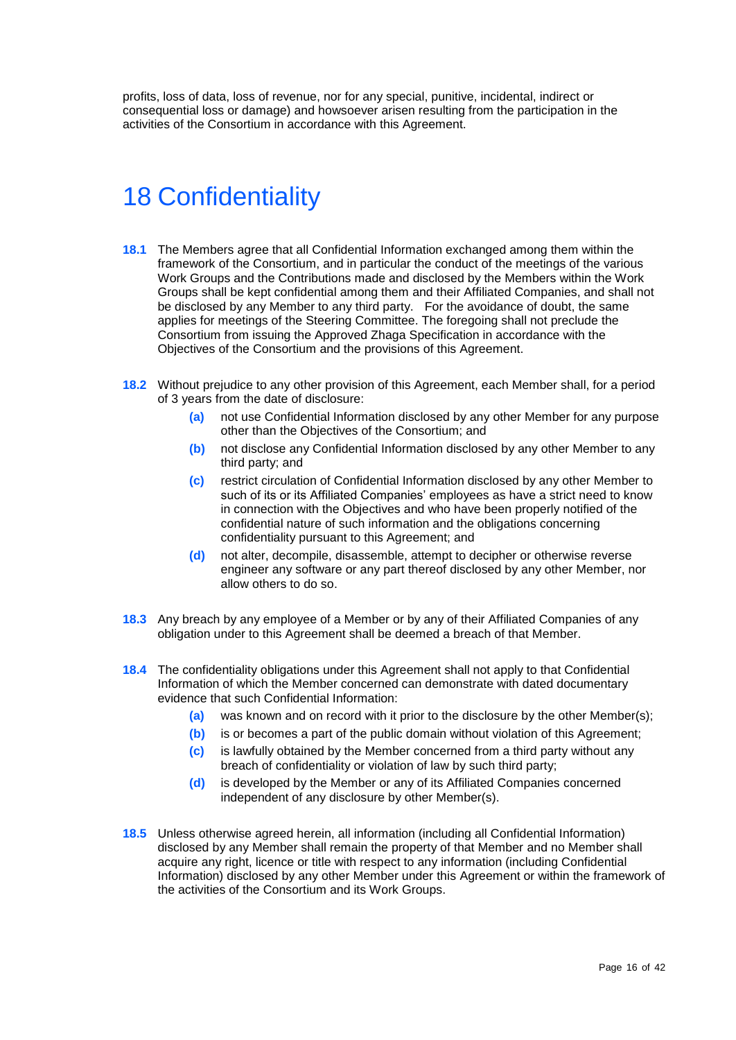profits, loss of data, loss of revenue, nor for any special, punitive, incidental, indirect or consequential loss or damage) and howsoever arisen resulting from the participation in the activities of the Consortium in accordance with this Agreement.

# 18 Confidentiality

**18.1** The Members agree that all Confidential Information exchanged among them within the framework of the Consortium, and in particular the conduct of the meetings of the various Work Groups and the Contributions made and disclosed by the Members within the Work Groups shall be kept confidential among them and their Affiliated Companies, and shall not be disclosed by any Member to any third party. For the avoidance of doubt, the same applies for meetings of the Steering Committee. The foregoing shall not preclude the Consortium from issuing the Approved Zhaga Specification in accordance with the Objectives of the Consortium and the provisions of this Agreement.

**18.2** Without prejudice to any other provision of this Agreement, each Member shall, for a period of 3 years from the date of disclosure:

- **(a)** not use Confidential Information disclosed by any other Member for any purpose other than the Objectives of the Consortium; and
- **(b)** not disclose any Confidential Information disclosed by any other Member to any third party; and
- **(c)** restrict circulation of Confidential Information disclosed by any other Member to such of its or its Affiliated Companies' employees as have a strict need to know in connection with the Objectives and who have been properly notified of the confidential nature of such information and the obligations concerning confidentiality pursuant to this Agreement; and
- **(d)** not alter, decompile, disassemble, attempt to decipher or otherwise reverse engineer any software or any part thereof disclosed by any other Member, nor allow others to do so.

**18.3** Any breach by any employee of a Member or by any of their Affiliated Companies of any obligation under to this Agreement shall be deemed a breach of that Member.

**18.4** The confidentiality obligations under this Agreement shall not apply to that Confidential Information of which the Member concerned can demonstrate with dated documentary evidence that such Confidential Information:

- **(a)** was known and on record with it prior to the disclosure by the other Member(s);
- **(b)** is or becomes a part of the public domain without violation of this Agreement;
- **(c)** is lawfully obtained by the Member concerned from a third party without any breach of confidentiality or violation of law by such third party;
- **(d)** is developed by the Member or any of its Affiliated Companies concerned independent of any disclosure by other Member(s).

**18.5** Unless otherwise agreed herein, all information (including all Confidential Information) disclosed by any Member shall remain the property of that Member and no Member shall acquire any right, licence or title with respect to any information (including Confidential Information) disclosed by any other Member under this Agreement or within the framework of the activities of the Consortium and its Work Groups.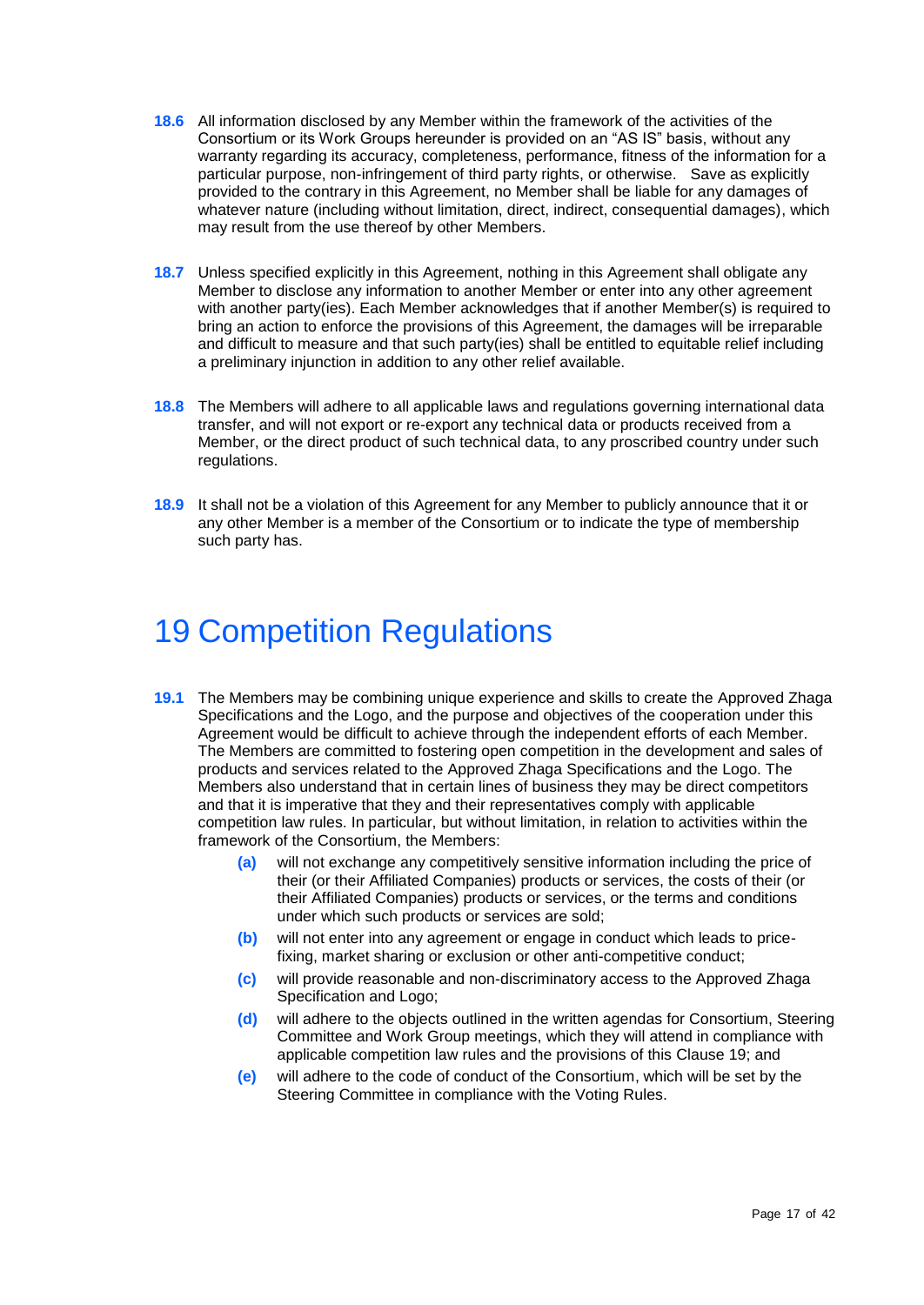**18.6** All information disclosed by any Member within the framework of the activities of the Consortium or its Work Groups hereunder is provided on an "AS IS" basis, without any warranty regarding its accuracy, completeness, performance, fitness of the information for a particular purpose, non-infringement of third party rights, or otherwise. Save as explicitly provided to the contrary in this Agreement, no Member shall be liable for any damages of whatever nature (including without limitation, direct, indirect, consequential damages), which may result from the use thereof by other Members.

**18.7** Unless specified explicitly in this Agreement, nothing in this Agreement shall obligate any Member to disclose any information to another Member or enter into any other agreement with another party(ies). Each Member acknowledges that if another Member(s) is required to bring an action to enforce the provisions of this Agreement, the damages will be irreparable and difficult to measure and that such party(ies) shall be entitled to equitable relief including a preliminary injunction in addition to any other relief available.

**18.8** The Members will adhere to all applicable laws and regulations governing international data transfer, and will not export or re-export any technical data or products received from a Member, or the direct product of such technical data, to any proscribed country under such regulations.

**18.9** It shall not be a violation of this Agreement for any Member to publicly announce that it or any other Member is a member of the Consortium or to indicate the type of membership such party has.

# 19 Competition Regulations

**19.1** The Members may be combining unique experience and skills to create the Approved Zhaga Specifications and the Logo, and the purpose and objectives of the cooperation under this Agreement would be difficult to achieve through the independent efforts of each Member. The Members are committed to fostering open competition in the development and sales of products and services related to the Approved Zhaga Specifications and the Logo. The Members also understand that in certain lines of business they may be direct competitors and that it is imperative that they and their representatives comply with applicable competition law rules. In particular, but without limitation, in relation to activities within the framework of the Consortium, the Members:

- **(a)** will not exchange any competitively sensitive information including the price of their (or their Affiliated Companies) products or services, the costs of their (or their Affiliated Companies) products or services, or the terms and conditions under which such products or services are sold;
- **(b)** will not enter into any agreement or engage in conduct which leads to price-fixing, market sharing or exclusion or other anti-competitive conduct;
- **(c)** will provide reasonable and non-discriminatory access to the Approved Zhaga Specification and Logo;
- **(d)** will adhere to the objects outlined in the written agendas for Consortium, Steering Committee and Work Group meetings, which they will attend in compliance with applicable competition law rules and the provisions of this Clause 19; and
- **(e)** will adhere to the code of conduct of the Consortium, which will be set by the Steering Committee in compliance with the Voting Rules.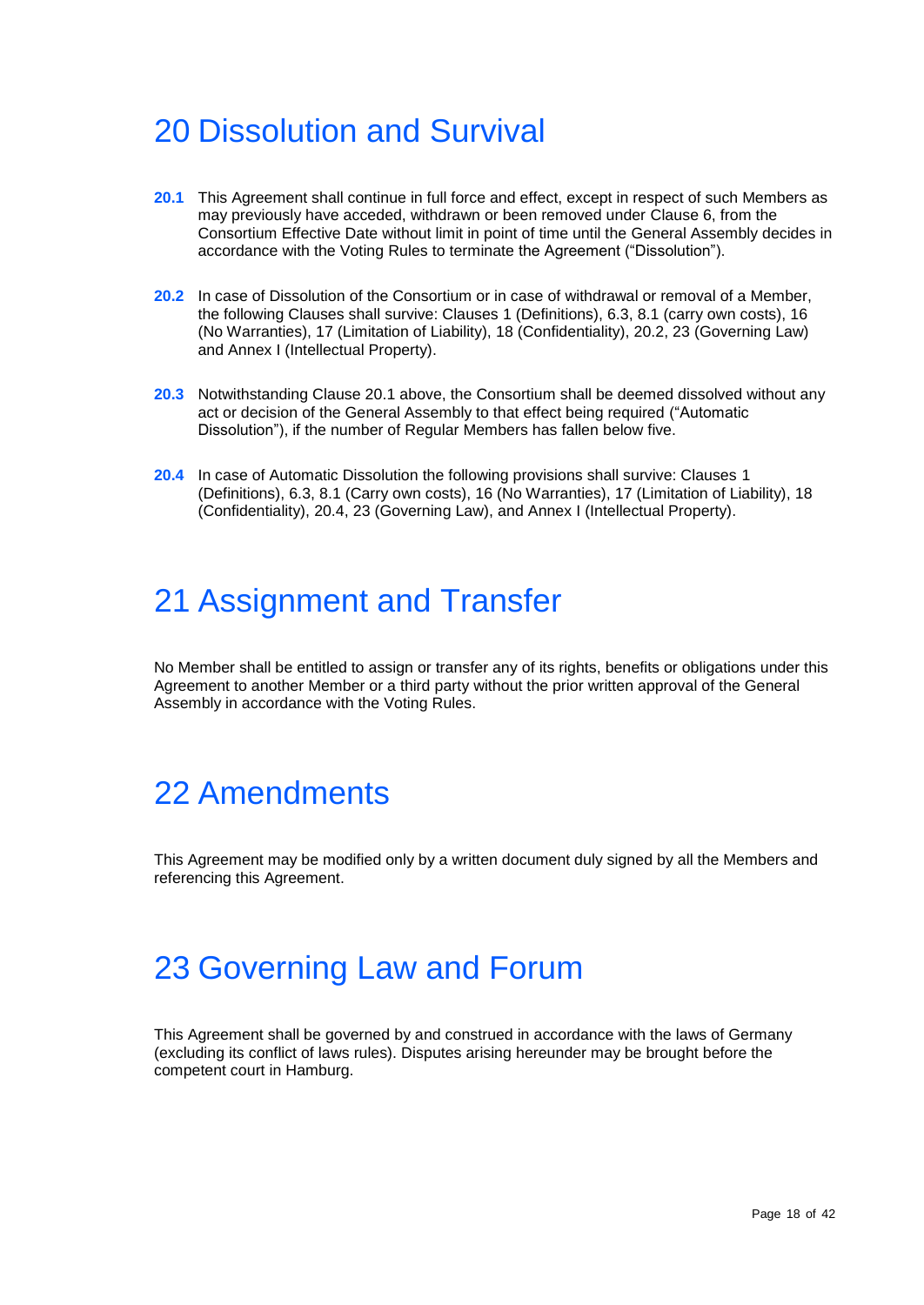# 20 Dissolution and Survival

**20.1** This Agreement shall continue in full force and effect, except in respect of such Members as may previously have acceded, withdrawn or been removed under Clause 6, from the Consortium Effective Date without limit in point of time until the General Assembly decides in accordance with the Voting Rules to terminate the Agreement ("Dissolution").

**20.2** In case of Dissolution of the Consortium or in case of withdrawal or removal of a Member, the following Clauses shall survive: Clauses 1 (Definitions), 6.3, 8.1 (carry own costs), 16 (No Warranties), 17 (Limitation of Liability), 18 (Confidentiality), 20.2, 23 (Governing Law) and Annex I (Intellectual Property).

**20.3** Notwithstanding Clause 20.1 above, the Consortium shall be deemed dissolved without any act or decision of the General Assembly to that effect being required ("Automatic Dissolution"), if the number of Regular Members has fallen below five.

**20.4** In case of Automatic Dissolution the following provisions shall survive: Clauses 1 (Definitions), 6.3, 8.1 (Carry own costs), 16 (No Warranties), 17 (Limitation of Liability), 18 (Confidentiality), 20.4, 23 (Governing Law), and Annex I (Intellectual Property).

# 21 Assignment and Transfer

No Member shall be entitled to assign or transfer any of its rights, benefits or obligations under this Agreement to another Member or a third party without the prior written approval of the General Assembly in accordance with the Voting Rules.

# 22 Amendments

This Agreement may be modified only by a written document duly signed by all the Members and referencing this Agreement.

# 23 Governing Law and Forum

This Agreement shall be governed by and construed in accordance with the laws of Germany (excluding its conflict of laws rules). Disputes arising hereunder may be brought before the competent court in Hamburg.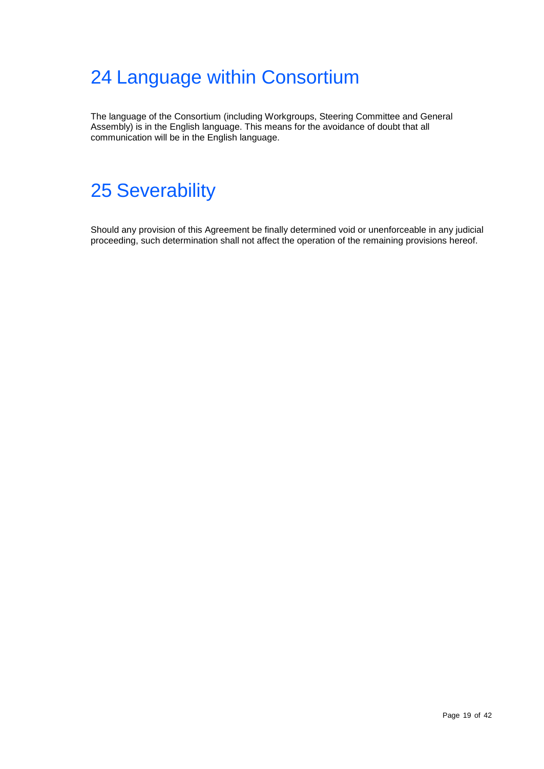# 24 Language within Consortium

The language of the Consortium (including Workgroups, Steering Committee and General Assembly) is in the English language. This means for the avoidance of doubt that all communication will be in the English language.

# 25 Severability

Should any provision of this Agreement be finally determined void or unenforceable in any judicial proceeding, such determination shall not affect the operation of the remaining provisions hereof.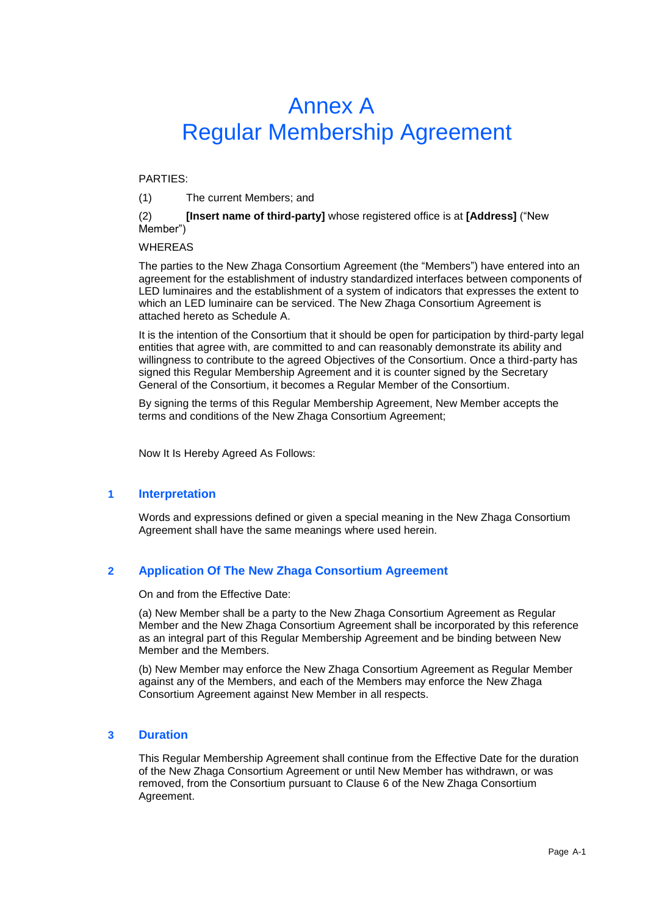# Annex A
# Regular Membership Agreement

PARTIES:

(1) The current Members; and

(2) **[Insert name of third-party]** whose registered office is at **[Address]** ("New Member")

WHEREAS

The parties to the New Zhaga Consortium Agreement (the "Members") have entered into an agreement for the establishment of industry standardized interfaces between components of LED luminaires and the establishment of a system of indicators that expresses the extent to which an LED luminaire can be serviced. The New Zhaga Consortium Agreement is attached hereto as Schedule A.

It is the intention of the Consortium that it should be open for participation by third-party legal entities that agree with, are committed to and can reasonably demonstrate its ability and willingness to contribute to the agreed Objectives of the Consortium. Once a third-party has signed this Regular Membership Agreement and it is counter signed by the Secretary General of the Consortium, it becomes a Regular Member of the Consortium.

By signing the terms of this Regular Membership Agreement, New Member accepts the terms and conditions of the New Zhaga Consortium Agreement;

Now It Is Hereby Agreed As Follows:

## 1 Interpretation

Words and expressions defined or given a special meaning in the New Zhaga Consortium Agreement shall have the same meanings where used herein.

## 2 Application Of The New Zhaga Consortium Agreement

On and from the Effective Date:

(a) New Member shall be a party to the New Zhaga Consortium Agreement as Regular Member and the New Zhaga Consortium Agreement shall be incorporated by this reference as an integral part of this Regular Membership Agreement and be binding between New Member and the Members.

(b) New Member may enforce the New Zhaga Consortium Agreement as Regular Member against any of the Members, and each of the Members may enforce the New Zhaga Consortium Agreement against New Member in all respects.

## 3 Duration

This Regular Membership Agreement shall continue from the Effective Date for the duration of the New Zhaga Consortium Agreement or until New Member has withdrawn, or was removed, from the Consortium pursuant to Clause 6 of the New Zhaga Consortium Agreement.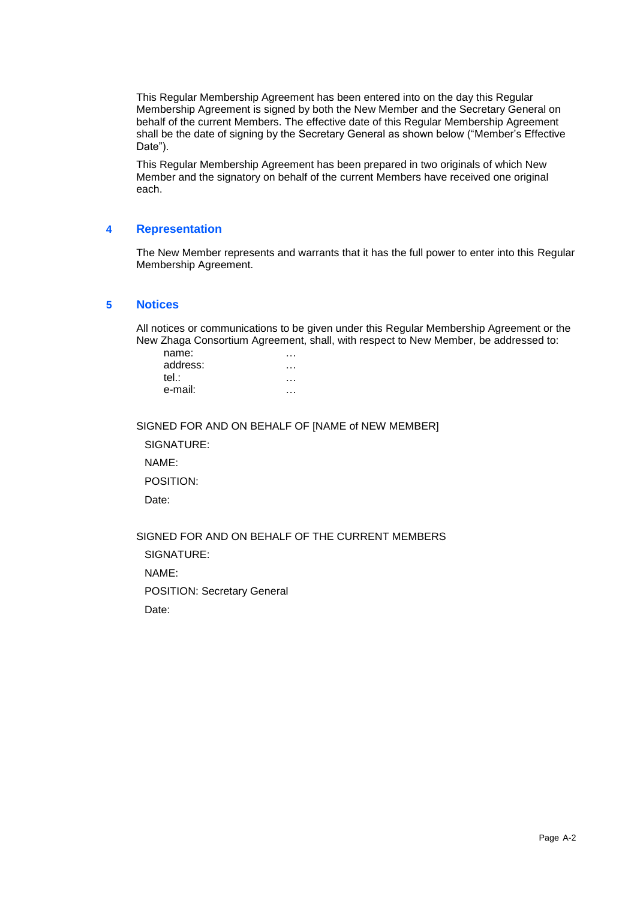This Regular Membership Agreement has been entered into on the day this Regular Membership Agreement is signed by both the New Member and the Secretary General on behalf of the current Members. The effective date of this Regular Membership Agreement shall be the date of signing by the Secretary General as shown below ("Member's Effective Date").

This Regular Membership Agreement has been prepared in two originals of which New Member and the signatory on behalf of the current Members have received one original each.

## 4 Representation

The New Member represents and warrants that it has the full power to enter into this Regular Membership Agreement.

## 5 Notices

All notices or communications to be given under this Regular Membership Agreement or the New Zhaga Consortium Agreement, shall, with respect to New Member, be addressed to:

name: …
address: …
tel.: …
e-mail: …

SIGNED FOR AND ON BEHALF OF [NAME of NEW MEMBER]

SIGNATURE:

NAME:

POSITION:

Date:

SIGNED FOR AND ON BEHALF OF THE CURRENT MEMBERS

SIGNATURE:

NAME:

POSITION: Secretary General

Date: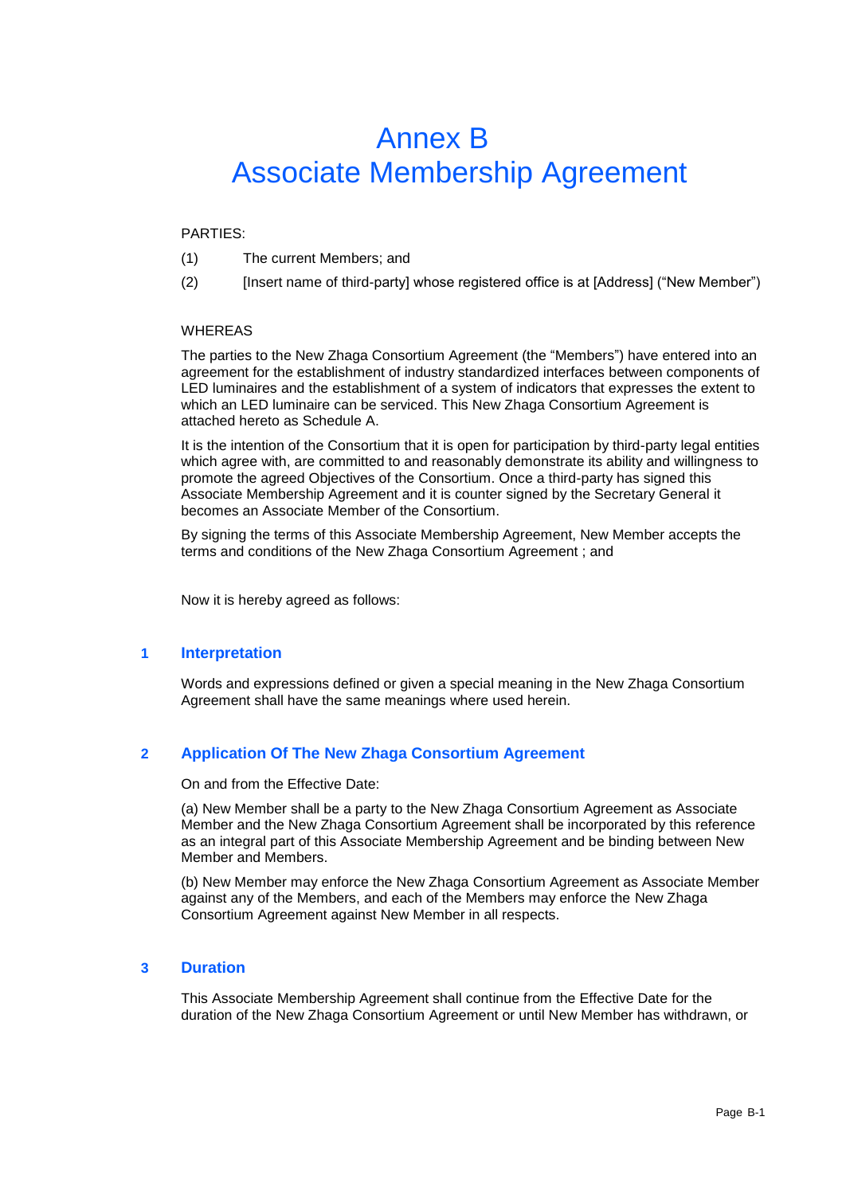# Annex B
# Associate Membership Agreement

PARTIES:

(1) The current Members; and

(2) [Insert name of third-party] whose registered office is at [Address] ("New Member")

WHEREAS

The parties to the New Zhaga Consortium Agreement (the "Members") have entered into an agreement for the establishment of industry standardized interfaces between components of LED luminaires and the establishment of a system of indicators that expresses the extent to which an LED luminaire can be serviced. This New Zhaga Consortium Agreement is attached hereto as Schedule A.

It is the intention of the Consortium that it is open for participation by third-party legal entities which agree with, are committed to and reasonably demonstrate its ability and willingness to promote the agreed Objectives of the Consortium. Once a third-party has signed this Associate Membership Agreement and it is counter signed by the Secretary General it becomes an Associate Member of the Consortium.

By signing the terms of this Associate Membership Agreement, New Member accepts the terms and conditions of the New Zhaga Consortium Agreement ; and

Now it is hereby agreed as follows:

## 1 Interpretation

Words and expressions defined or given a special meaning in the New Zhaga Consortium Agreement shall have the same meanings where used herein.

## 2 Application Of The New Zhaga Consortium Agreement

On and from the Effective Date:

(a) New Member shall be a party to the New Zhaga Consortium Agreement as Associate Member and the New Zhaga Consortium Agreement shall be incorporated by this reference as an integral part of this Associate Membership Agreement and be binding between New Member and Members.

(b) New Member may enforce the New Zhaga Consortium Agreement as Associate Member against any of the Members, and each of the Members may enforce the New Zhaga Consortium Agreement against New Member in all respects.

## 3 Duration

This Associate Membership Agreement shall continue from the Effective Date for the duration of the New Zhaga Consortium Agreement or until New Member has withdrawn, or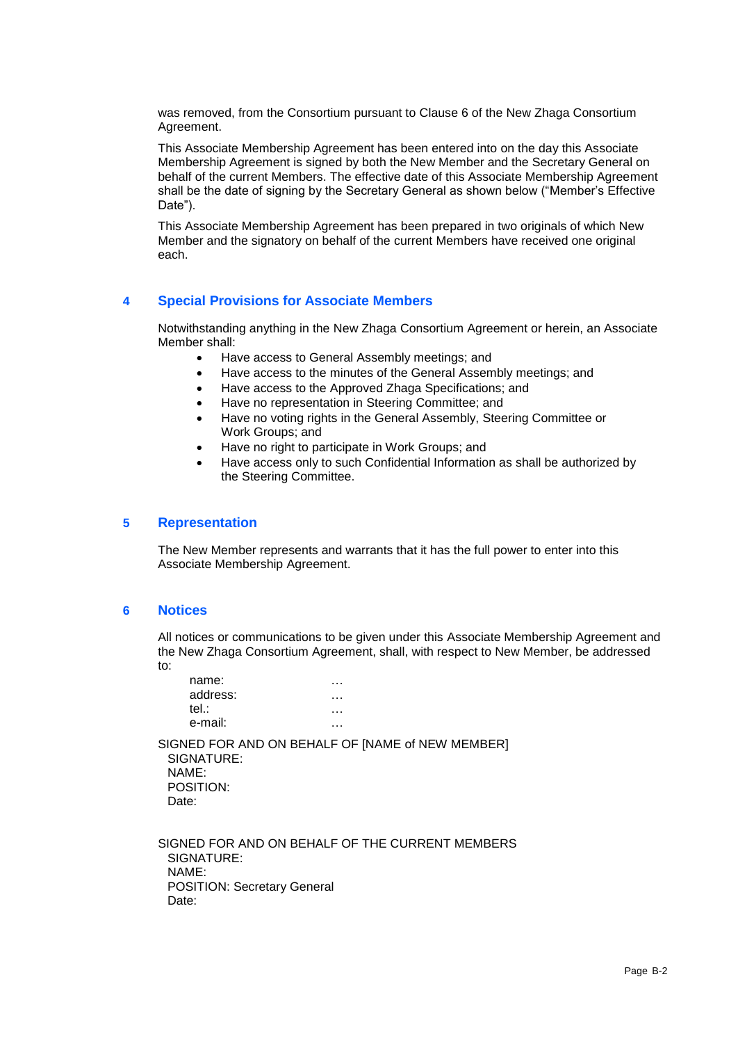was removed, from the Consortium pursuant to Clause 6 of the New Zhaga Consortium Agreement.

This Associate Membership Agreement has been entered into on the day this Associate Membership Agreement is signed by both the New Member and the Secretary General on behalf of the current Members. The effective date of this Associate Membership Agreement shall be the date of signing by the Secretary General as shown below ("Member's Effective Date").

This Associate Membership Agreement has been prepared in two originals of which New Member and the signatory on behalf of the current Members have received one original each.

## 4 Special Provisions for Associate Members

Notwithstanding anything in the New Zhaga Consortium Agreement or herein, an Associate Member shall:

- Have access to General Assembly meetings; and
- Have access to the minutes of the General Assembly meetings; and
- Have access to the Approved Zhaga Specifications; and
- Have no representation in Steering Committee; and
- Have no voting rights in the General Assembly, Steering Committee or Work Groups; and
- Have no right to participate in Work Groups; and
- Have access only to such Confidential Information as shall be authorized by the Steering Committee.

## 5 Representation

The New Member represents and warrants that it has the full power to enter into this Associate Membership Agreement.

## 6 Notices

All notices or communications to be given under this Associate Membership Agreement and the New Zhaga Consortium Agreement, shall, with respect to New Member, be addressed to:

name: …
address: …
tel.: …
e-mail: …

SIGNED FOR AND ON BEHALF OF [NAME of NEW MEMBER]
SIGNATURE:
NAME:
POSITION:
Date:

SIGNED FOR AND ON BEHALF OF THE CURRENT MEMBERS
SIGNATURE:
NAME:
POSITION: Secretary General
Date: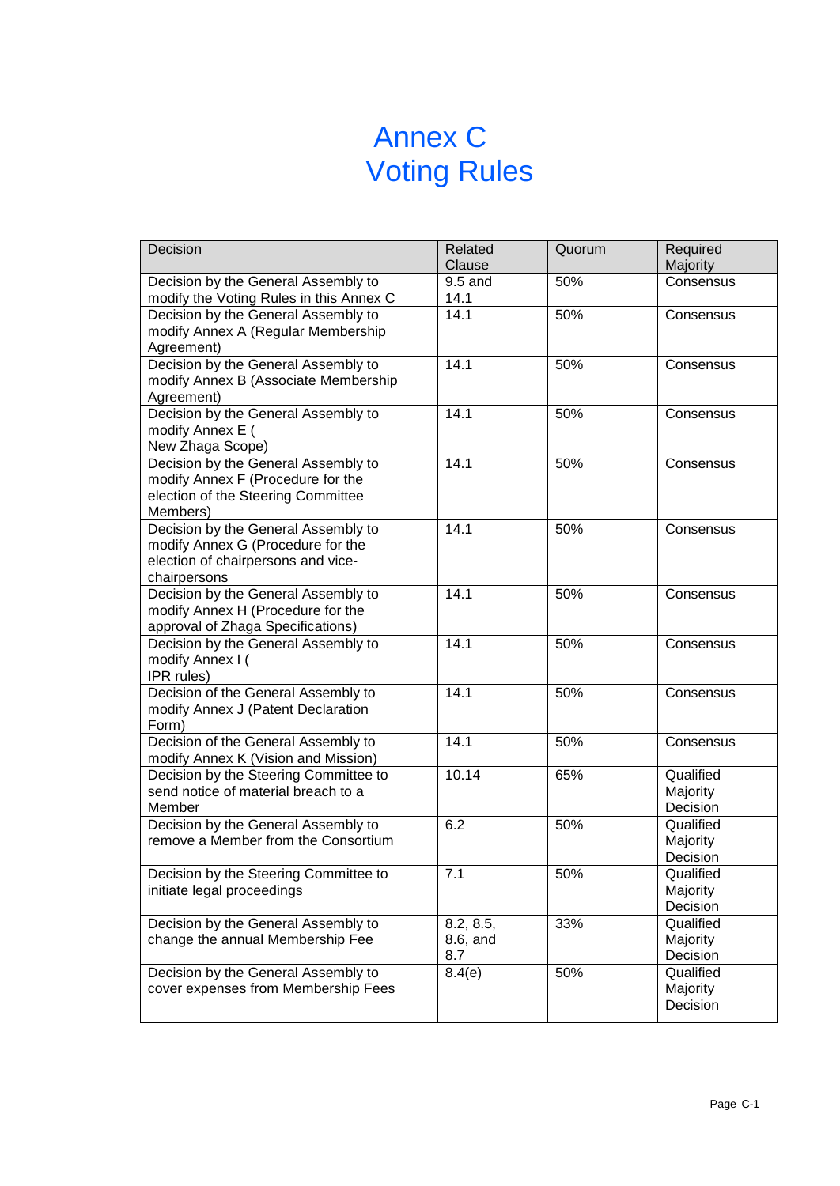# Annex C
# Voting Rules

| Decision | Related Clause | Quorum | Required Majority |
|---|---|---|---|
| Decision by the General Assembly to modify the Voting Rules in this Annex C | 9.5 and 14.1 | 50% | Consensus |
| Decision by the General Assembly to modify Annex A (Regular Membership Agreement) | 14.1 | 50% | Consensus |
| Decision by the General Assembly to modify Annex B (Associate Membership Agreement) | 14.1 | 50% | Consensus |
| Decision by the General Assembly to modify Annex E ( New Zhaga Scope) | 14.1 | 50% | Consensus |
| Decision by the General Assembly to modify Annex F (Procedure for the election of the Steering Committee Members) | 14.1 | 50% | Consensus |
| Decision by the General Assembly to modify Annex G (Procedure for the election of chairpersons and vice-chairpersons | 14.1 | 50% | Consensus |
| Decision by the General Assembly to modify Annex H (Procedure for the approval of Zhaga Specifications) | 14.1 | 50% | Consensus |
| Decision by the General Assembly to modify Annex I ( IPR rules) | 14.1 | 50% | Consensus |
| Decision of the General Assembly to modify Annex J (Patent Declaration Form) | 14.1 | 50% | Consensus |
| Decision of the General Assembly to modify Annex K (Vision and Mission) | 14.1 | 50% | Consensus |
| Decision by the Steering Committee to send notice of material breach to a Member | 10.14 | 65% | Qualified Majority Decision |
| Decision by the General Assembly to remove a Member from the Consortium | 6.2 | 50% | Qualified Majority Decision |
| Decision by the Steering Committee to initiate legal proceedings | 7.1 | 50% | Qualified Majority Decision |
| Decision by the General Assembly to change the annual Membership Fee | 8.2, 8.5, 8.6, and 8.7 | 33% | Qualified Majority Decision |
| Decision by the General Assembly to cover expenses from Membership Fees | 8.4(e) | 50% | Qualified Majority Decision |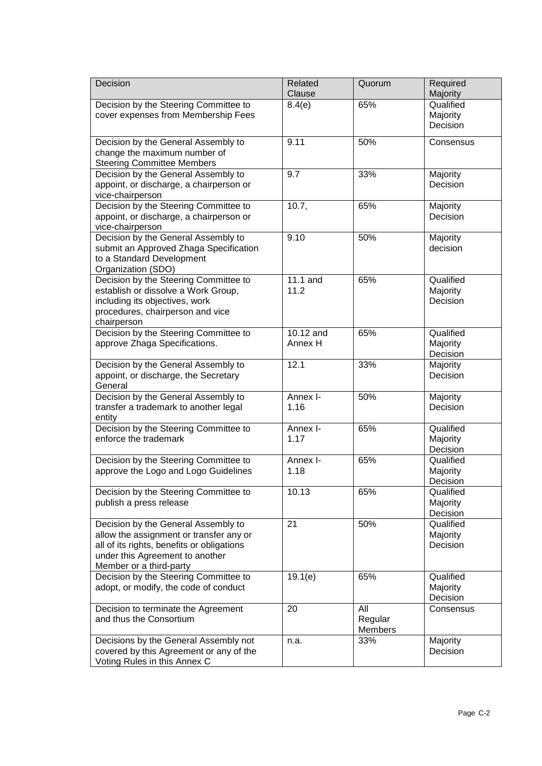| Decision | Related Clause | Quorum | Required Majority |
| --- | --- | --- | --- |
| Decision by the Steering Committee to cover expenses from Membership Fees | 8.4(e) | 65% | Qualified Majority Decision |
| Decision by the General Assembly to change the maximum number of Steering Committee Members | 9.11 | 50% | Consensus |
| Decision by the General Assembly to appoint, or discharge, a chairperson or vice-chairperson | 9.7 | 33% | Majority Decision |
| Decision by the Steering Committee to appoint, or discharge, a chairperson or vice-chairperson | 10.7, | 65% | Majority Decision |
| Decision by the General Assembly to submit an Approved Zhaga Specification to a Standard Development Organization (SDO) | 9.10 | 50% | Majority decision |
| Decision by the Steering Committee to establish or dissolve a Work Group, including its objectives, work procedures, chairperson and vice chairperson | 11.1 and 11.2 | 65% | Qualified Majority Decision |
| Decision by the Steering Committee to approve Zhaga Specifications. | 10.12 and Annex H | 65% | Qualified Majority Decision |
| Decision by the General Assembly to appoint, or discharge, the Secretary General | 12.1 | 33% | Majority Decision |
| Decision by the General Assembly to transfer a trademark to another legal entity | Annex I-1.16 | 50% | Majority Decision |
| Decision by the Steering Committee to enforce the trademark | Annex I-1.17 | 65% | Qualified Majority Decision |
| Decision by the Steering Committee to approve the Logo and Logo Guidelines | Annex I-1.18 | 65% | Qualified Majority Decision |
| Decision by the Steering Committee to publish a press release | 10.13 | 65% | Qualified Majority Decision |
| Decision by the General Assembly to allow the assignment or transfer any or all of its rights, benefits or obligations under this Agreement to another Member or a third-party | 21 | 50% | Qualified Majority Decision |
| Decision by the Steering Committee to adopt, or modify, the code of conduct | 19.1(e) | 65% | Qualified Majority Decision |
| Decision to terminate the Agreement and thus the Consortium | 20 | All Regular Members | Consensus |
| Decisions by the General Assembly not covered by this Agreement or any of the Voting Rules in this Annex C | n.a. | 33% | Majority Decision |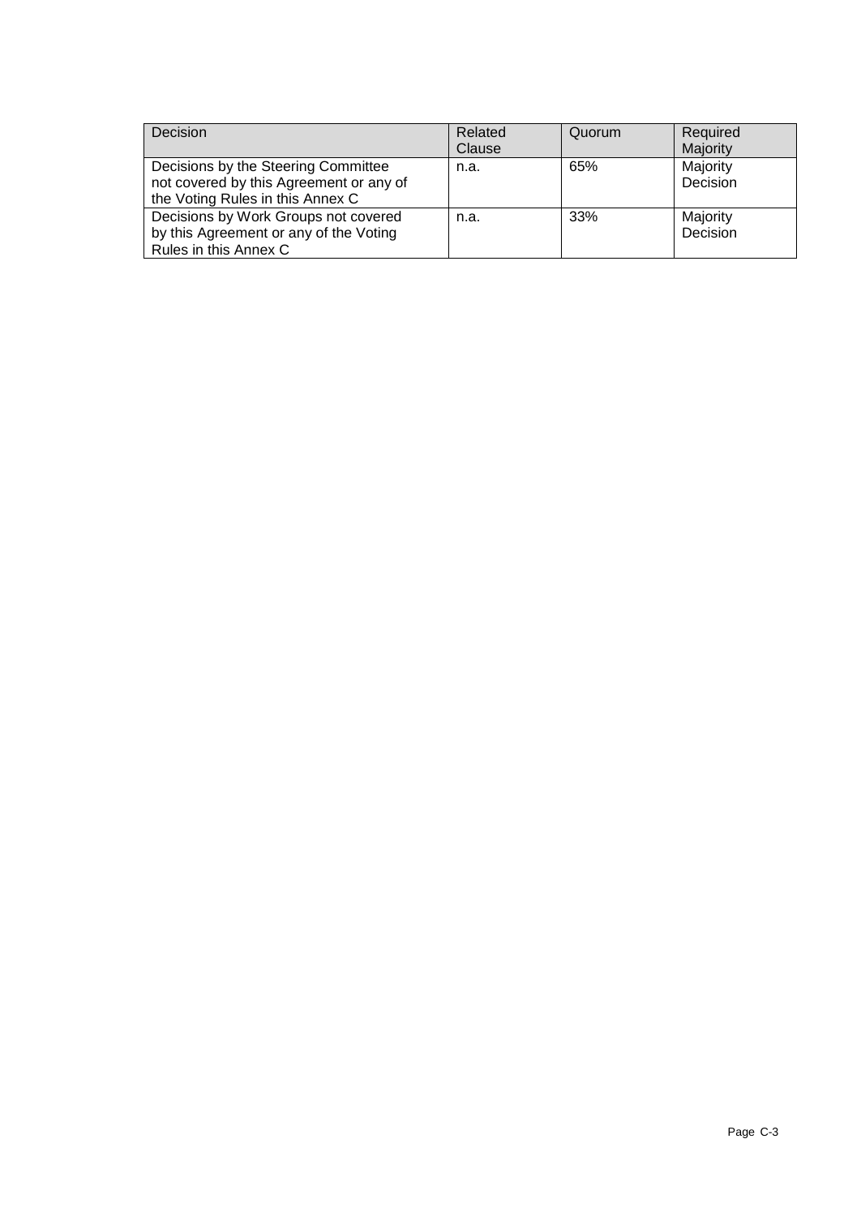| Decision | Related Clause | Quorum | Required Majority |
| --- | --- | --- | --- |
| Decisions by the Steering Committee not covered by this Agreement or any of the Voting Rules in this Annex C | n.a. | 65% | Majority Decision |
| Decisions by Work Groups not covered by this Agreement or any of the Voting Rules in this Annex C | n.a. | 33% | Majority Decision |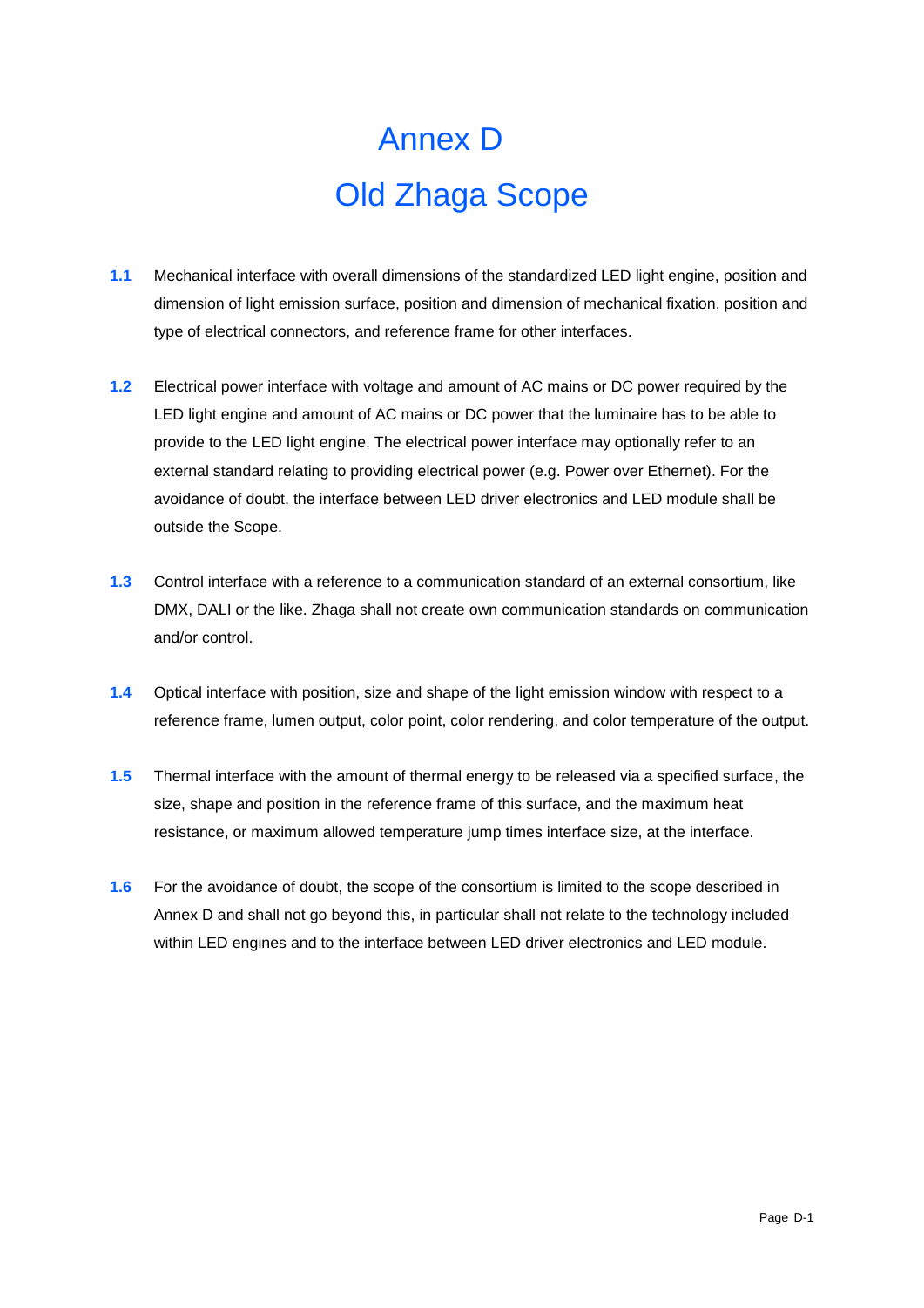# Annex D
# Old Zhaga Scope

**1.1** Mechanical interface with overall dimensions of the standardized LED light engine, position and dimension of light emission surface, position and dimension of mechanical fixation, position and type of electrical connectors, and reference frame for other interfaces.

**1.2** Electrical power interface with voltage and amount of AC mains or DC power required by the LED light engine and amount of AC mains or DC power that the luminaire has to be able to provide to the LED light engine. The electrical power interface may optionally refer to an external standard relating to providing electrical power (e.g. Power over Ethernet). For the avoidance of doubt, the interface between LED driver electronics and LED module shall be outside the Scope.

**1.3** Control interface with a reference to a communication standard of an external consortium, like DMX, DALI or the like. Zhaga shall not create own communication standards on communication and/or control.

**1.4** Optical interface with position, size and shape of the light emission window with respect to a reference frame, lumen output, color point, color rendering, and color temperature of the output.

**1.5** Thermal interface with the amount of thermal energy to be released via a specified surface, the size, shape and position in the reference frame of this surface, and the maximum heat resistance, or maximum allowed temperature jump times interface size, at the interface.

**1.6** For the avoidance of doubt, the scope of the consortium is limited to the scope described in Annex D and shall not go beyond this, in particular shall not relate to the technology included within LED engines and to the interface between LED driver electronics and LED module.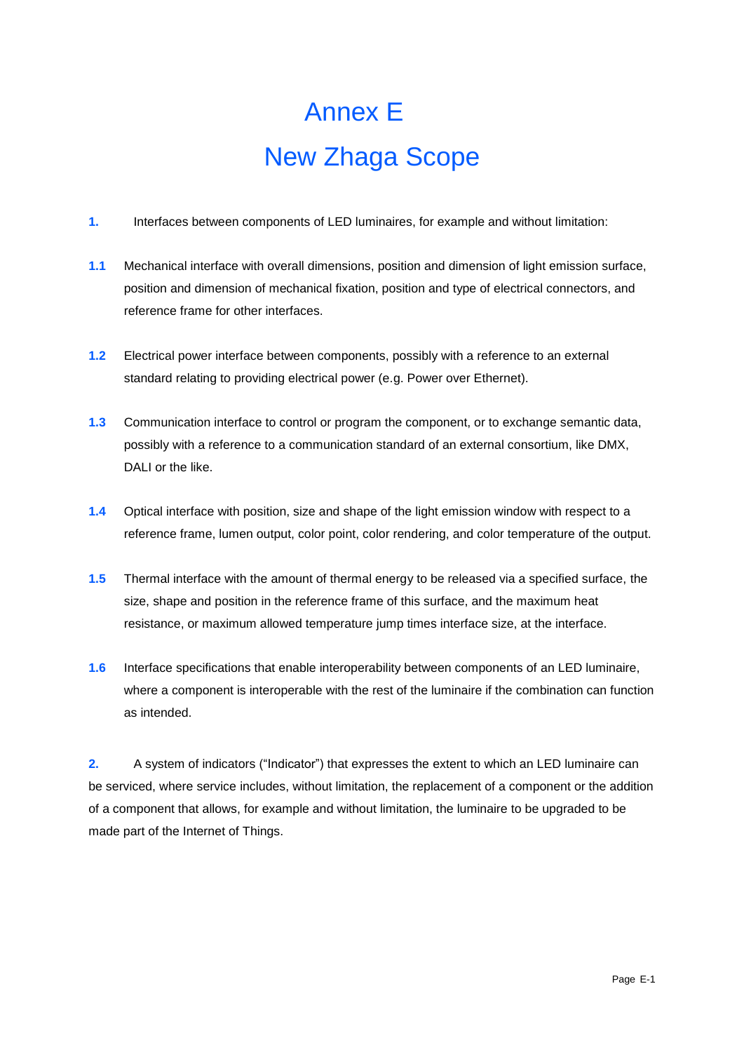# Annex E

# New Zhaga Scope

**1.** Interfaces between components of LED luminaires, for example and without limitation:

**1.1** Mechanical interface with overall dimensions, position and dimension of light emission surface, position and dimension of mechanical fixation, position and type of electrical connectors, and reference frame for other interfaces.

**1.2** Electrical power interface between components, possibly with a reference to an external standard relating to providing electrical power (e.g. Power over Ethernet).

**1.3** Communication interface to control or program the component, or to exchange semantic data, possibly with a reference to a communication standard of an external consortium, like DMX, DALI or the like.

**1.4** Optical interface with position, size and shape of the light emission window with respect to a reference frame, lumen output, color point, color rendering, and color temperature of the output.

**1.5** Thermal interface with the amount of thermal energy to be released via a specified surface, the size, shape and position in the reference frame of this surface, and the maximum heat resistance, or maximum allowed temperature jump times interface size, at the interface.

**1.6** Interface specifications that enable interoperability between components of an LED luminaire, where a component is interoperable with the rest of the luminaire if the combination can function as intended.

**2.** A system of indicators ("Indicator") that expresses the extent to which an LED luminaire can be serviced, where service includes, without limitation, the replacement of a component or the addition of a component that allows, for example and without limitation, the luminaire to be upgraded to be made part of the Internet of Things.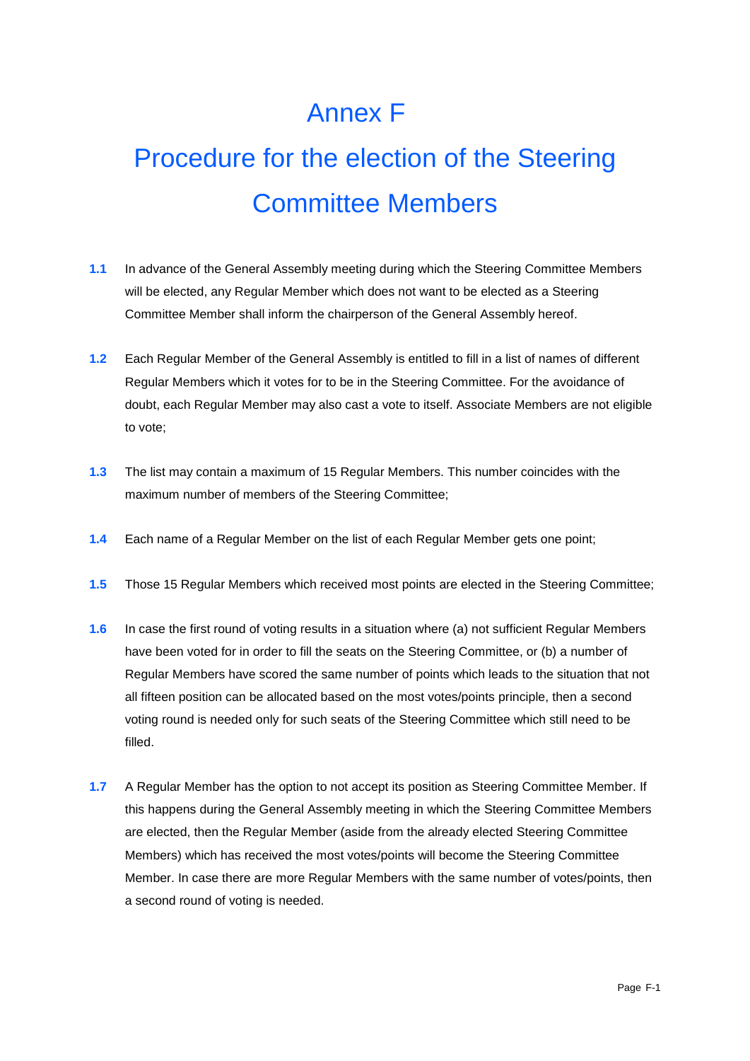# Annex F

# Procedure for the election of the Steering Committee Members

**1.1** In advance of the General Assembly meeting during which the Steering Committee Members will be elected, any Regular Member which does not want to be elected as a Steering Committee Member shall inform the chairperson of the General Assembly hereof.

**1.2** Each Regular Member of the General Assembly is entitled to fill in a list of names of different Regular Members which it votes for to be in the Steering Committee. For the avoidance of doubt, each Regular Member may also cast a vote to itself. Associate Members are not eligible to vote;

**1.3** The list may contain a maximum of 15 Regular Members. This number coincides with the maximum number of members of the Steering Committee;

**1.4** Each name of a Regular Member on the list of each Regular Member gets one point;

**1.5** Those 15 Regular Members which received most points are elected in the Steering Committee;

**1.6** In case the first round of voting results in a situation where (a) not sufficient Regular Members have been voted for in order to fill the seats on the Steering Committee, or (b) a number of Regular Members have scored the same number of points which leads to the situation that not all fifteen position can be allocated based on the most votes/points principle, then a second voting round is needed only for such seats of the Steering Committee which still need to be filled.

**1.7** A Regular Member has the option to not accept its position as Steering Committee Member. If this happens during the General Assembly meeting in which the Steering Committee Members are elected, then the Regular Member (aside from the already elected Steering Committee Members) which has received the most votes/points will become the Steering Committee Member. In case there are more Regular Members with the same number of votes/points, then a second round of voting is needed.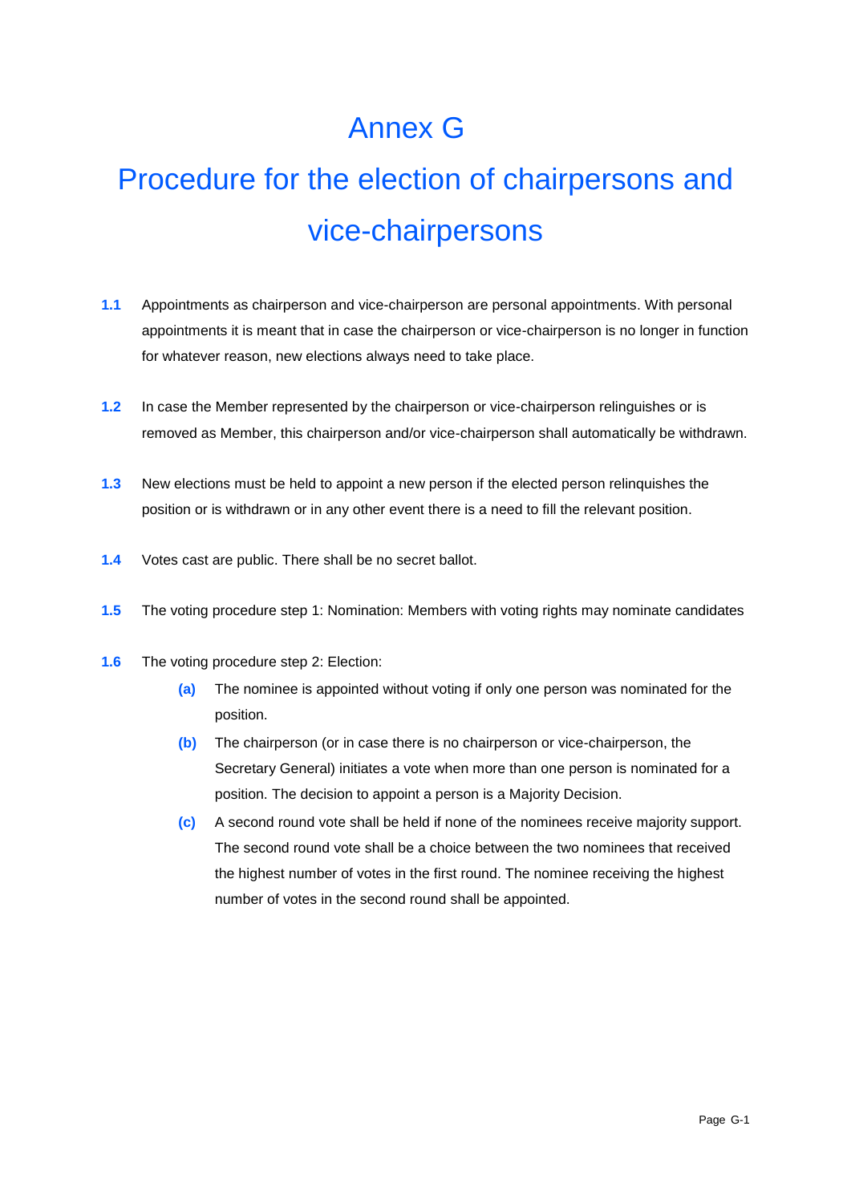# Annex G

# Procedure for the election of chairpersons and vice-chairpersons

**1.1** Appointments as chairperson and vice-chairperson are personal appointments. With personal appointments it is meant that in case the chairperson or vice-chairperson is no longer in function for whatever reason, new elections always need to take place.

**1.2** In case the Member represented by the chairperson or vice-chairperson relinguishes or is removed as Member, this chairperson and/or vice-chairperson shall automatically be withdrawn.

**1.3** New elections must be held to appoint a new person if the elected person relinquishes the position or is withdrawn or in any other event there is a need to fill the relevant position.

**1.4** Votes cast are public. There shall be no secret ballot.

**1.5** The voting procedure step 1: Nomination: Members with voting rights may nominate candidates

**1.6** The voting procedure step 2: Election:

- **(a)** The nominee is appointed without voting if only one person was nominated for the position.
- **(b)** The chairperson (or in case there is no chairperson or vice-chairperson, the Secretary General) initiates a vote when more than one person is nominated for a position. The decision to appoint a person is a Majority Decision.
- **(c)** A second round vote shall be held if none of the nominees receive majority support. The second round vote shall be a choice between the two nominees that received the highest number of votes in the first round. The nominee receiving the highest number of votes in the second round shall be appointed.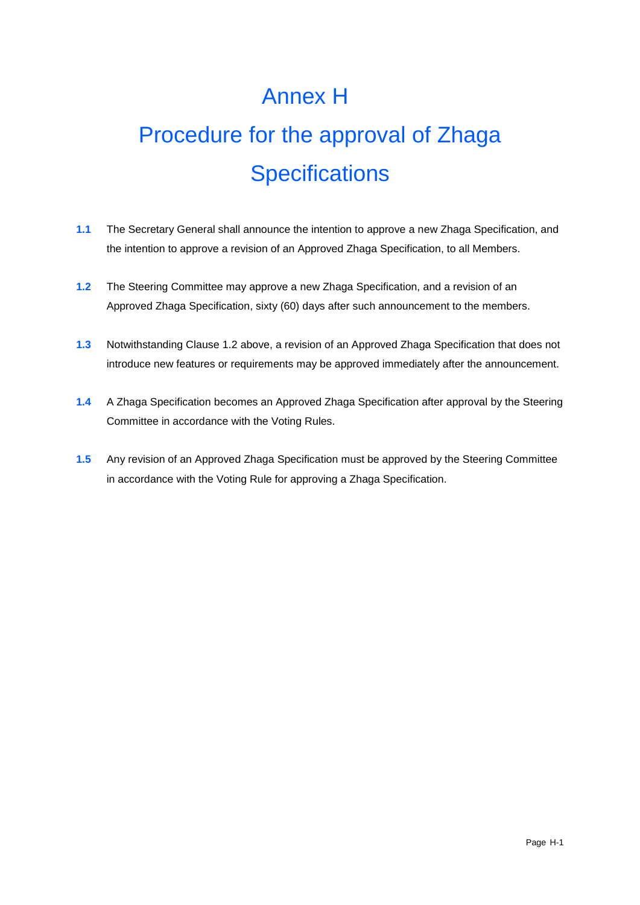# Annex H

# Procedure for the approval of Zhaga Specifications

**1.1** The Secretary General shall announce the intention to approve a new Zhaga Specification, and the intention to approve a revision of an Approved Zhaga Specification, to all Members.

**1.2** The Steering Committee may approve a new Zhaga Specification, and a revision of an Approved Zhaga Specification, sixty (60) days after such announcement to the members.

**1.3** Notwithstanding Clause 1.2 above, a revision of an Approved Zhaga Specification that does not introduce new features or requirements may be approved immediately after the announcement.

**1.4** A Zhaga Specification becomes an Approved Zhaga Specification after approval by the Steering Committee in accordance with the Voting Rules.

**1.5** Any revision of an Approved Zhaga Specification must be approved by the Steering Committee in accordance with the Voting Rule for approving a Zhaga Specification.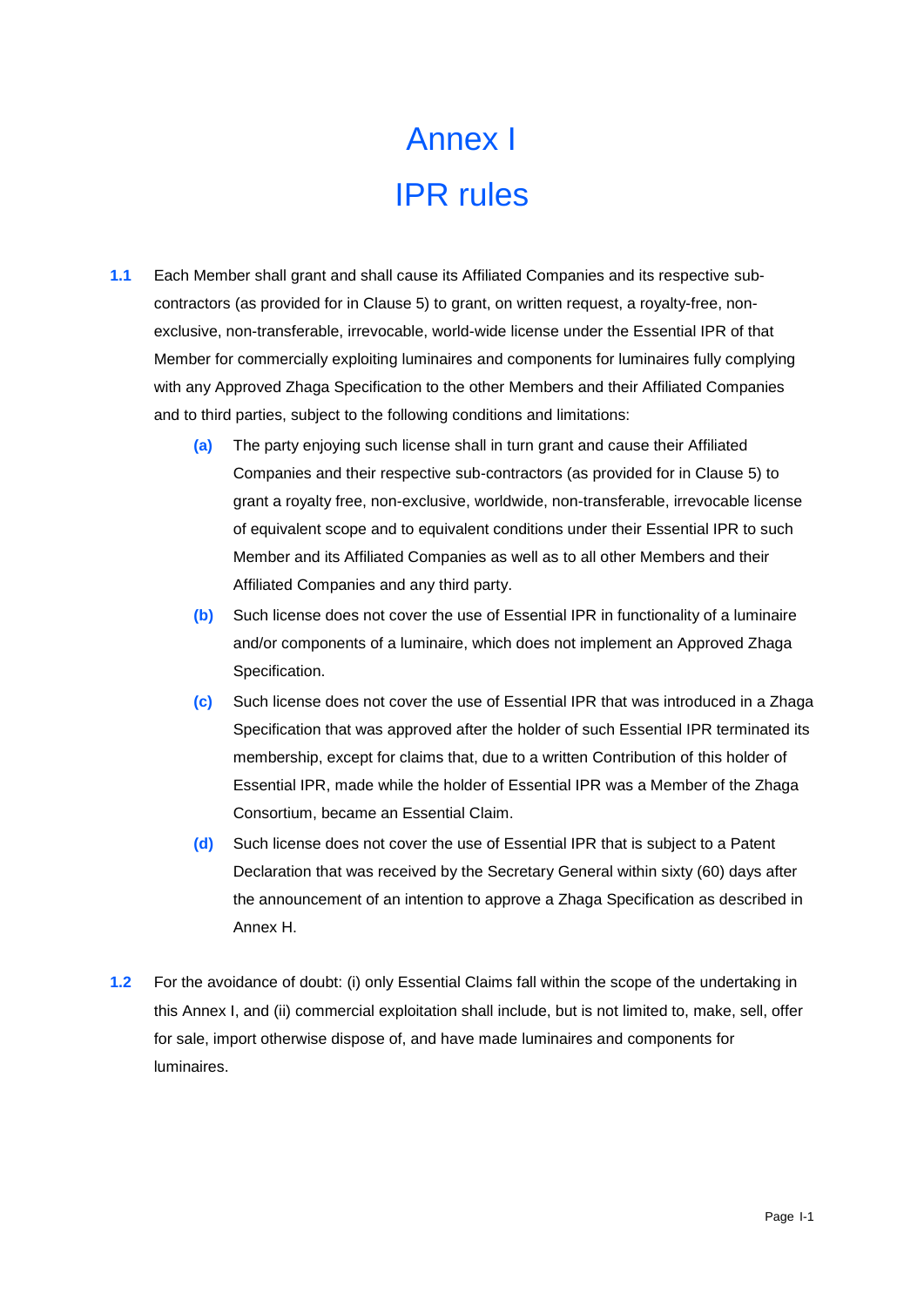# Annex I

# IPR rules

**1.1** Each Member shall grant and shall cause its Affiliated Companies and its respective sub-contractors (as provided for in Clause 5) to grant, on written request, a royalty-free, non-exclusive, non-transferable, irrevocable, world-wide license under the Essential IPR of that Member for commercially exploiting luminaires and components for luminaires fully complying with any Approved Zhaga Specification to the other Members and their Affiliated Companies and to third parties, subject to the following conditions and limitations:

- **(a)** The party enjoying such license shall in turn grant and cause their Affiliated Companies and their respective sub-contractors (as provided for in Clause 5) to grant a royalty free, non-exclusive, worldwide, non-transferable, irrevocable license of equivalent scope and to equivalent conditions under their Essential IPR to such Member and its Affiliated Companies as well as to all other Members and their Affiliated Companies and any third party.
- **(b)** Such license does not cover the use of Essential IPR in functionality of a luminaire and/or components of a luminaire, which does not implement an Approved Zhaga Specification.
- **(c)** Such license does not cover the use of Essential IPR that was introduced in a Zhaga Specification that was approved after the holder of such Essential IPR terminated its membership, except for claims that, due to a written Contribution of this holder of Essential IPR, made while the holder of Essential IPR was a Member of the Zhaga Consortium, became an Essential Claim.
- **(d)** Such license does not cover the use of Essential IPR that is subject to a Patent Declaration that was received by the Secretary General within sixty (60) days after the announcement of an intention to approve a Zhaga Specification as described in Annex H.

**1.2** For the avoidance of doubt: (i) only Essential Claims fall within the scope of the undertaking in this Annex I, and (ii) commercial exploitation shall include, but is not limited to, make, sell, offer for sale, import otherwise dispose of, and have made luminaires and components for luminaires.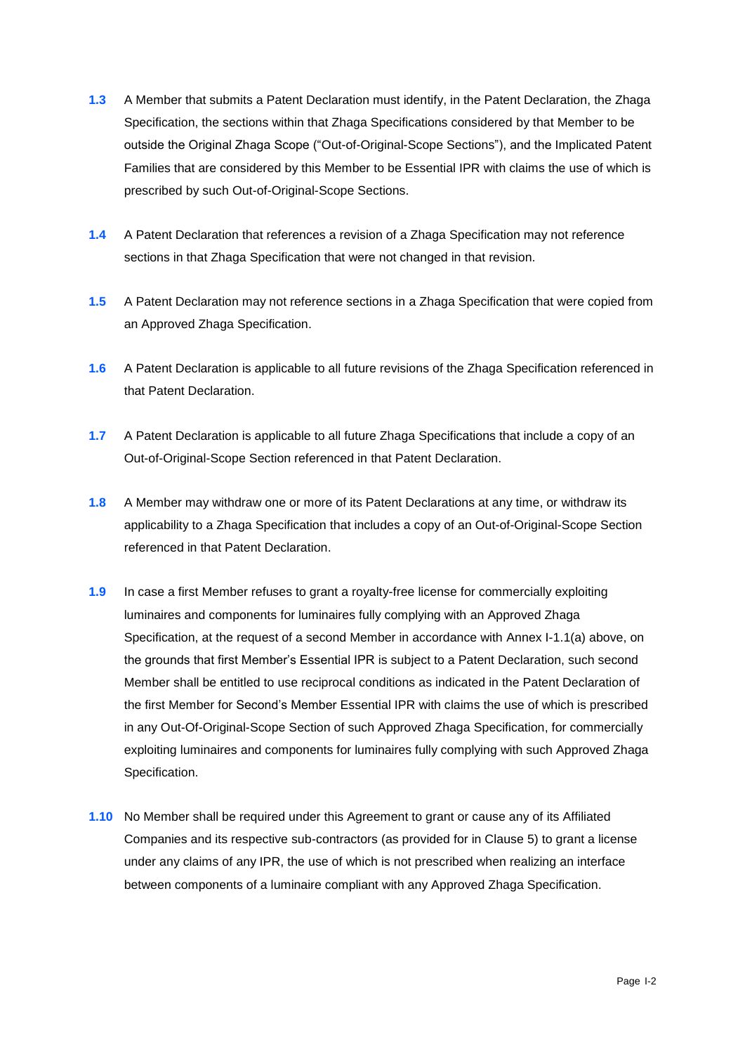**1.3** A Member that submits a Patent Declaration must identify, in the Patent Declaration, the Zhaga Specification, the sections within that Zhaga Specifications considered by that Member to be outside the Original Zhaga Scope ("Out-of-Original-Scope Sections"), and the Implicated Patent Families that are considered by this Member to be Essential IPR with claims the use of which is prescribed by such Out-of-Original-Scope Sections.

**1.4** A Patent Declaration that references a revision of a Zhaga Specification may not reference sections in that Zhaga Specification that were not changed in that revision.

**1.5** A Patent Declaration may not reference sections in a Zhaga Specification that were copied from an Approved Zhaga Specification.

**1.6** A Patent Declaration is applicable to all future revisions of the Zhaga Specification referenced in that Patent Declaration.

**1.7** A Patent Declaration is applicable to all future Zhaga Specifications that include a copy of an Out-of-Original-Scope Section referenced in that Patent Declaration.

**1.8** A Member may withdraw one or more of its Patent Declarations at any time, or withdraw its applicability to a Zhaga Specification that includes a copy of an Out-of-Original-Scope Section referenced in that Patent Declaration.

**1.9** In case a first Member refuses to grant a royalty-free license for commercially exploiting luminaires and components for luminaires fully complying with an Approved Zhaga Specification, at the request of a second Member in accordance with Annex I-1.1(a) above, on the grounds that first Member's Essential IPR is subject to a Patent Declaration, such second Member shall be entitled to use reciprocal conditions as indicated in the Patent Declaration of the first Member for Second's Member Essential IPR with claims the use of which is prescribed in any Out-Of-Original-Scope Section of such Approved Zhaga Specification, for commercially exploiting luminaires and components for luminaires fully complying with such Approved Zhaga Specification.

**1.10** No Member shall be required under this Agreement to grant or cause any of its Affiliated Companies and its respective sub-contractors (as provided for in Clause 5) to grant a license under any claims of any IPR, the use of which is not prescribed when realizing an interface between components of a luminaire compliant with any Approved Zhaga Specification.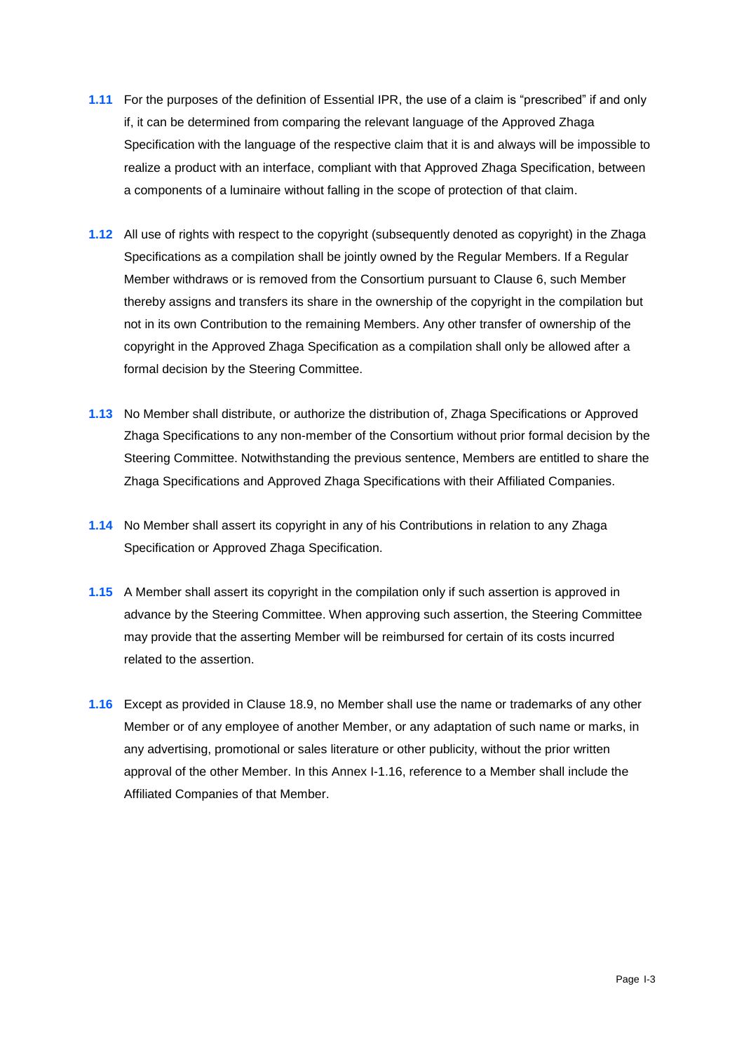**1.11** For the purposes of the definition of Essential IPR, the use of a claim is "prescribed" if and only if, it can be determined from comparing the relevant language of the Approved Zhaga Specification with the language of the respective claim that it is and always will be impossible to realize a product with an interface, compliant with that Approved Zhaga Specification, between a components of a luminaire without falling in the scope of protection of that claim.

**1.12** All use of rights with respect to the copyright (subsequently denoted as copyright) in the Zhaga Specifications as a compilation shall be jointly owned by the Regular Members. If a Regular Member withdraws or is removed from the Consortium pursuant to Clause 6, such Member thereby assigns and transfers its share in the ownership of the copyright in the compilation but not in its own Contribution to the remaining Members. Any other transfer of ownership of the copyright in the Approved Zhaga Specification as a compilation shall only be allowed after a formal decision by the Steering Committee.

**1.13** No Member shall distribute, or authorize the distribution of, Zhaga Specifications or Approved Zhaga Specifications to any non-member of the Consortium without prior formal decision by the Steering Committee. Notwithstanding the previous sentence, Members are entitled to share the Zhaga Specifications and Approved Zhaga Specifications with their Affiliated Companies.

**1.14** No Member shall assert its copyright in any of his Contributions in relation to any Zhaga Specification or Approved Zhaga Specification.

**1.15** A Member shall assert its copyright in the compilation only if such assertion is approved in advance by the Steering Committee. When approving such assertion, the Steering Committee may provide that the asserting Member will be reimbursed for certain of its costs incurred related to the assertion.

**1.16** Except as provided in Clause 18.9, no Member shall use the name or trademarks of any other Member or of any employee of another Member, or any adaptation of such name or marks, in any advertising, promotional or sales literature or other publicity, without the prior written approval of the other Member. In this Annex I-1.16, reference to a Member shall include the Affiliated Companies of that Member.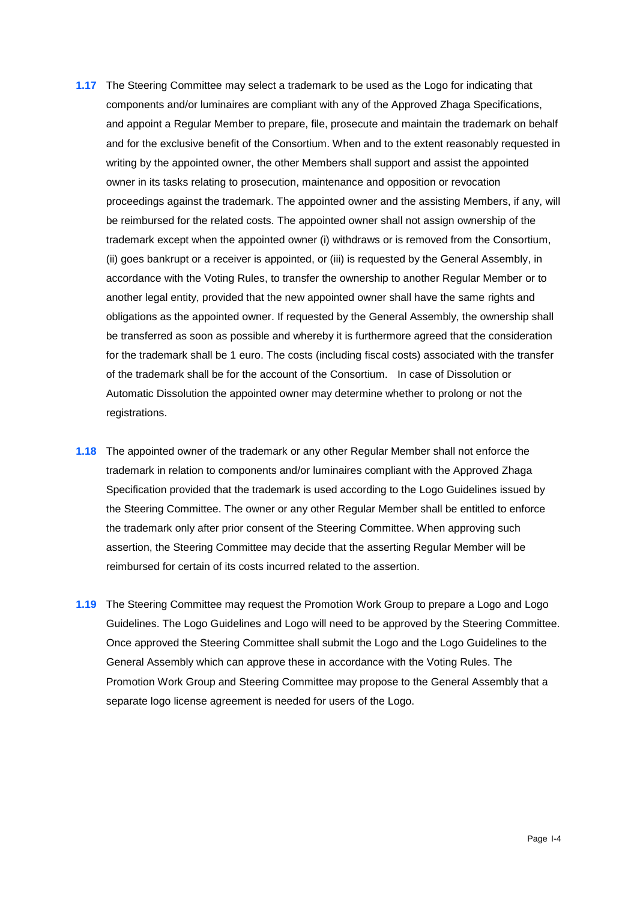**1.17** The Steering Committee may select a trademark to be used as the Logo for indicating that components and/or luminaires are compliant with any of the Approved Zhaga Specifications, and appoint a Regular Member to prepare, file, prosecute and maintain the trademark on behalf and for the exclusive benefit of the Consortium. When and to the extent reasonably requested in writing by the appointed owner, the other Members shall support and assist the appointed owner in its tasks relating to prosecution, maintenance and opposition or revocation proceedings against the trademark. The appointed owner and the assisting Members, if any, will be reimbursed for the related costs. The appointed owner shall not assign ownership of the trademark except when the appointed owner (i) withdraws or is removed from the Consortium, (ii) goes bankrupt or a receiver is appointed, or (iii) is requested by the General Assembly, in accordance with the Voting Rules, to transfer the ownership to another Regular Member or to another legal entity, provided that the new appointed owner shall have the same rights and obligations as the appointed owner. If requested by the General Assembly, the ownership shall be transferred as soon as possible and whereby it is furthermore agreed that the consideration for the trademark shall be 1 euro. The costs (including fiscal costs) associated with the transfer of the trademark shall be for the account of the Consortium. In case of Dissolution or Automatic Dissolution the appointed owner may determine whether to prolong or not the registrations.

**1.18** The appointed owner of the trademark or any other Regular Member shall not enforce the trademark in relation to components and/or luminaires compliant with the Approved Zhaga Specification provided that the trademark is used according to the Logo Guidelines issued by the Steering Committee. The owner or any other Regular Member shall be entitled to enforce the trademark only after prior consent of the Steering Committee. When approving such assertion, the Steering Committee may decide that the asserting Regular Member will be reimbursed for certain of its costs incurred related to the assertion.

**1.19** The Steering Committee may request the Promotion Work Group to prepare a Logo and Logo Guidelines. The Logo Guidelines and Logo will need to be approved by the Steering Committee. Once approved the Steering Committee shall submit the Logo and the Logo Guidelines to the General Assembly which can approve these in accordance with the Voting Rules. The Promotion Work Group and Steering Committee may propose to the General Assembly that a separate logo license agreement is needed for users of the Logo.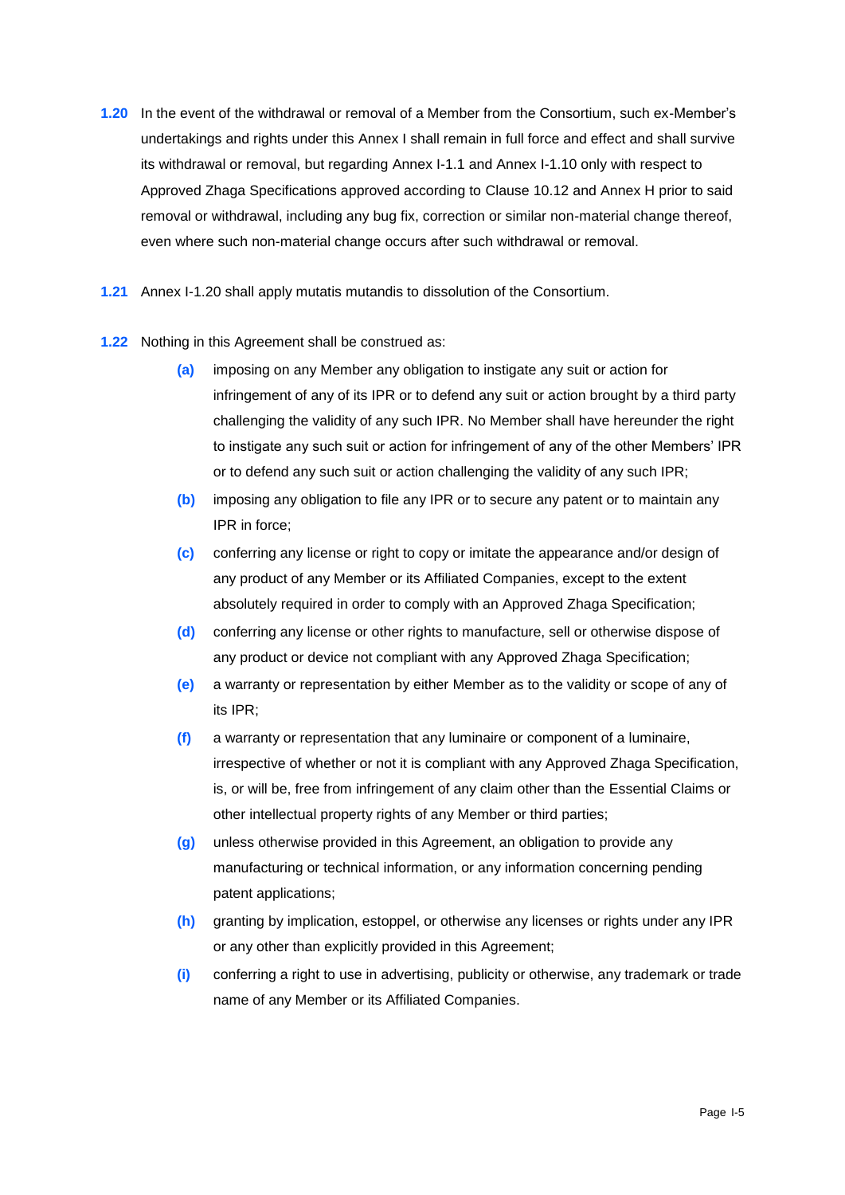**1.20** In the event of the withdrawal or removal of a Member from the Consortium, such ex-Member's undertakings and rights under this Annex I shall remain in full force and effect and shall survive its withdrawal or removal, but regarding Annex I-1.1 and Annex I-1.10 only with respect to Approved Zhaga Specifications approved according to Clause 10.12 and Annex H prior to said removal or withdrawal, including any bug fix, correction or similar non-material change thereof, even where such non-material change occurs after such withdrawal or removal.

**1.21** Annex I-1.20 shall apply mutatis mutandis to dissolution of the Consortium.

**1.22** Nothing in this Agreement shall be construed as:

- **(a)** imposing on any Member any obligation to instigate any suit or action for infringement of any of its IPR or to defend any suit or action brought by a third party challenging the validity of any such IPR. No Member shall have hereunder the right to instigate any such suit or action for infringement of any of the other Members' IPR or to defend any such suit or action challenging the validity of any such IPR;
- **(b)** imposing any obligation to file any IPR or to secure any patent or to maintain any IPR in force;
- **(c)** conferring any license or right to copy or imitate the appearance and/or design of any product of any Member or its Affiliated Companies, except to the extent absolutely required in order to comply with an Approved Zhaga Specification;
- **(d)** conferring any license or other rights to manufacture, sell or otherwise dispose of any product or device not compliant with any Approved Zhaga Specification;
- **(e)** a warranty or representation by either Member as to the validity or scope of any of its IPR;
- **(f)** a warranty or representation that any luminaire or component of a luminaire, irrespective of whether or not it is compliant with any Approved Zhaga Specification, is, or will be, free from infringement of any claim other than the Essential Claims or other intellectual property rights of any Member or third parties;
- **(g)** unless otherwise provided in this Agreement, an obligation to provide any manufacturing or technical information, or any information concerning pending patent applications;
- **(h)** granting by implication, estoppel, or otherwise any licenses or rights under any IPR or any other than explicitly provided in this Agreement;
- **(i)** conferring a right to use in advertising, publicity or otherwise, any trademark or trade name of any Member or its Affiliated Companies.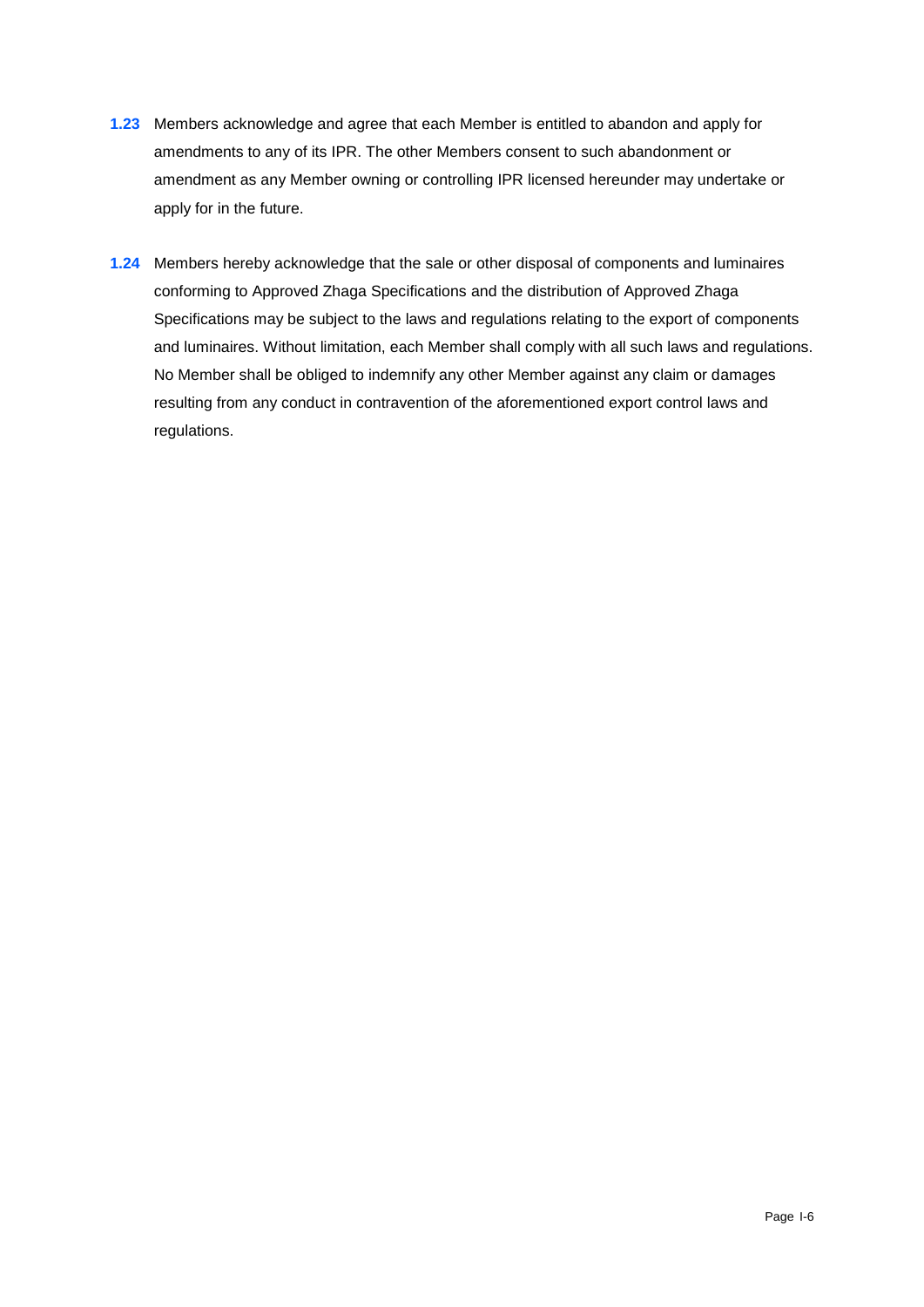**1.23** Members acknowledge and agree that each Member is entitled to abandon and apply for amendments to any of its IPR. The other Members consent to such abandonment or amendment as any Member owning or controlling IPR licensed hereunder may undertake or apply for in the future.

**1.24** Members hereby acknowledge that the sale or other disposal of components and luminaires conforming to Approved Zhaga Specifications and the distribution of Approved Zhaga Specifications may be subject to the laws and regulations relating to the export of components and luminaires. Without limitation, each Member shall comply with all such laws and regulations. No Member shall be obliged to indemnify any other Member against any claim or damages resulting from any conduct in contravention of the aforementioned export control laws and regulations.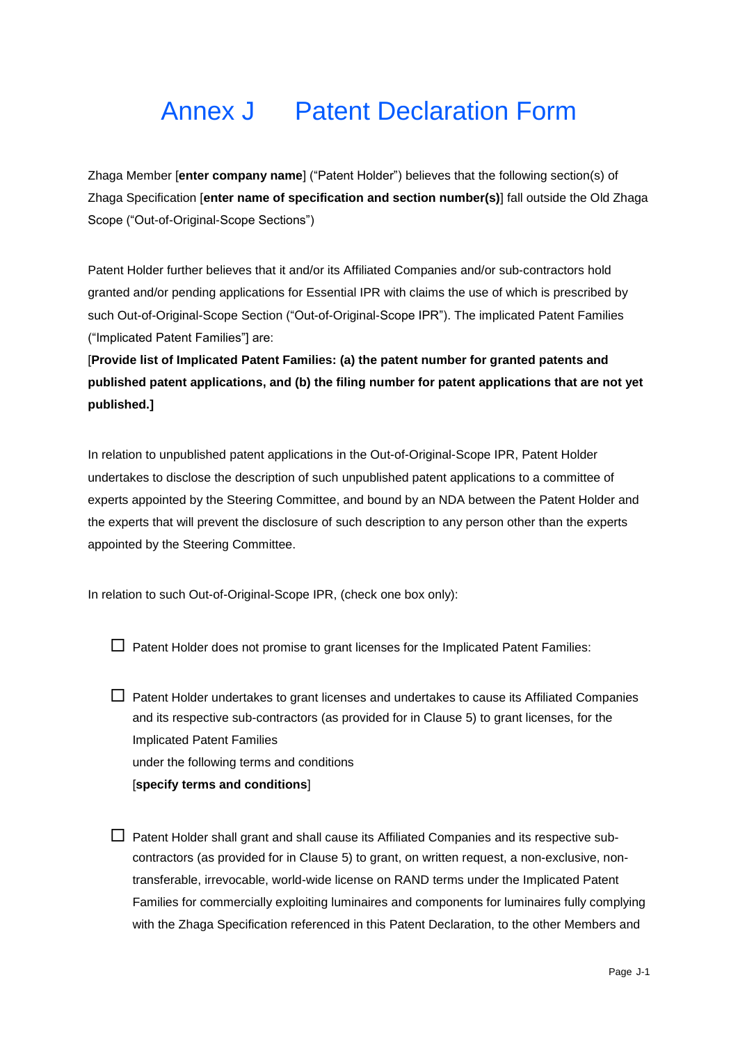# Annex J Patent Declaration Form

Zhaga Member [**enter company name**] ("Patent Holder") believes that the following section(s) of Zhaga Specification [**enter name of specification and section number(s)**] fall outside the Old Zhaga Scope ("Out-of-Original-Scope Sections")

Patent Holder further believes that it and/or its Affiliated Companies and/or sub-contractors hold granted and/or pending applications for Essential IPR with claims the use of which is prescribed by such Out-of-Original-Scope Section ("Out-of-Original-Scope IPR"). The implicated Patent Families ("Implicated Patent Families"] are:

[**Provide list of Implicated Patent Families: (a) the patent number for granted patents and published patent applications, and (b) the filing number for patent applications that are not yet published.]**

In relation to unpublished patent applications in the Out-of-Original-Scope IPR, Patent Holder undertakes to disclose the description of such unpublished patent applications to a committee of experts appointed by the Steering Committee, and bound by an NDA between the Patent Holder and the experts that will prevent the disclosure of such description to any person other than the experts appointed by the Steering Committee.

In relation to such Out-of-Original-Scope IPR, (check one box only):

- ☐ Patent Holder does not promise to grant licenses for the Implicated Patent Families:

- ☐ Patent Holder undertakes to grant licenses and undertakes to cause its Affiliated Companies and its respective sub-contractors (as provided for in Clause 5) to grant licenses, for the Implicated Patent Families
  under the following terms and conditions
  [**specify terms and conditions**]

- ☐ Patent Holder shall grant and shall cause its Affiliated Companies and its respective sub-contractors (as provided for in Clause 5) to grant, on written request, a non-exclusive, non-transferable, irrevocable, world-wide license on RAND terms under the Implicated Patent Families for commercially exploiting luminaires and components for luminaires fully complying with the Zhaga Specification referenced in this Patent Declaration, to the other Members and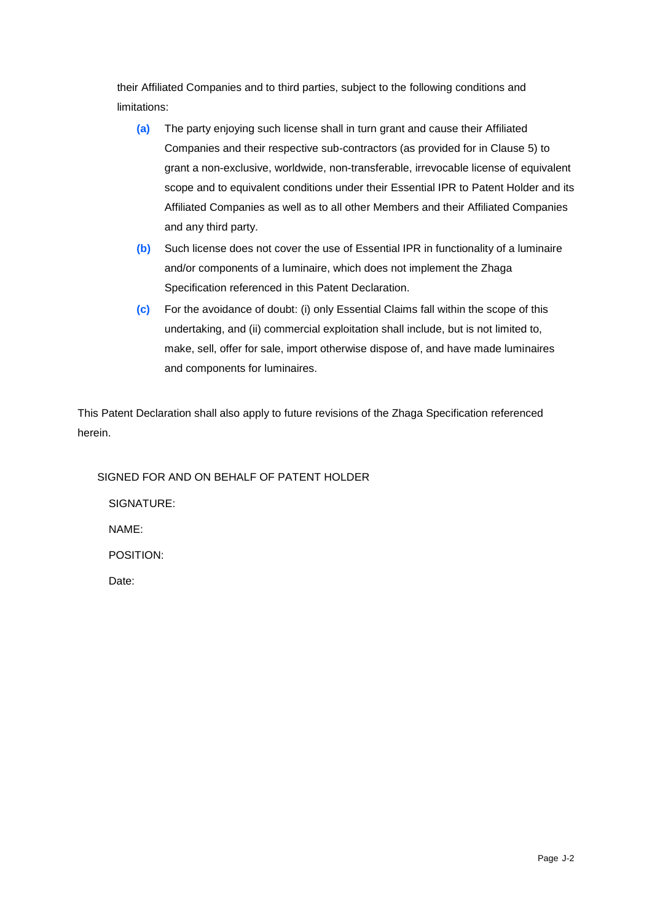their Affiliated Companies and to third parties, subject to the following conditions and limitations:

- **(a)** The party enjoying such license shall in turn grant and cause their Affiliated Companies and their respective sub-contractors (as provided for in Clause 5) to grant a non-exclusive, worldwide, non-transferable, irrevocable license of equivalent scope and to equivalent conditions under their Essential IPR to Patent Holder and its Affiliated Companies as well as to all other Members and their Affiliated Companies and any third party.
- **(b)** Such license does not cover the use of Essential IPR in functionality of a luminaire and/or components of a luminaire, which does not implement the Zhaga Specification referenced in this Patent Declaration.
- **(c)** For the avoidance of doubt: (i) only Essential Claims fall within the scope of this undertaking, and (ii) commercial exploitation shall include, but is not limited to, make, sell, offer for sale, import otherwise dispose of, and have made luminaires and components for luminaires.

This Patent Declaration shall also apply to future revisions of the Zhaga Specification referenced herein.

SIGNED FOR AND ON BEHALF OF PATENT HOLDER

SIGNATURE:

NAME:

POSITION:

Date: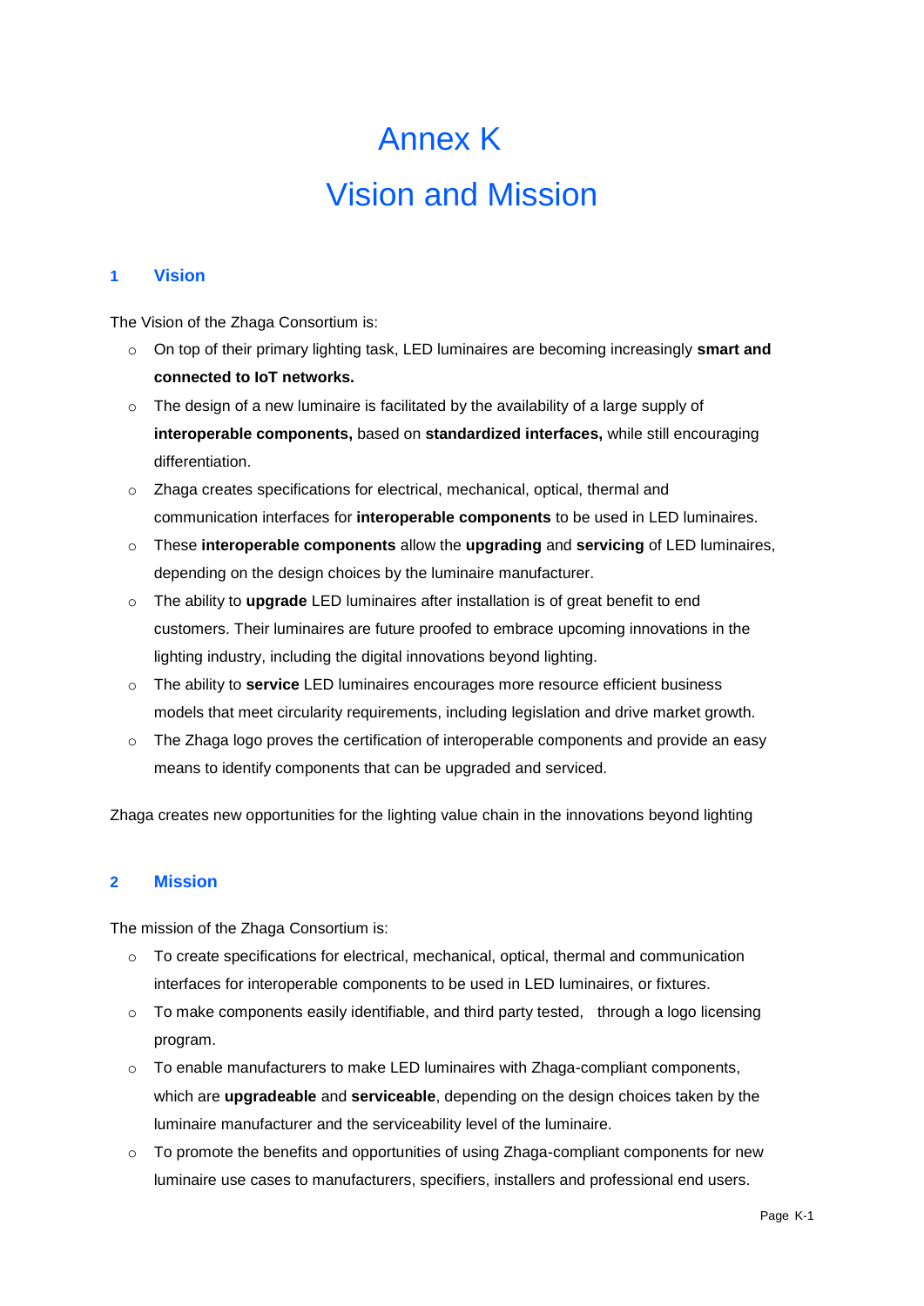# Annex K

# Vision and Mission

## 1 Vision

The Vision of the Zhaga Consortium is:

- On top of their primary lighting task, LED luminaires are becoming increasingly **smart and connected to IoT networks.**
- The design of a new luminaire is facilitated by the availability of a large supply of **interoperable components,** based on **standardized interfaces,** while still encouraging differentiation.
- Zhaga creates specifications for electrical, mechanical, optical, thermal and communication interfaces for **interoperable components** to be used in LED luminaires.
- These **interoperable components** allow the **upgrading** and **servicing** of LED luminaires, depending on the design choices by the luminaire manufacturer.
- The ability to **upgrade** LED luminaires after installation is of great benefit to end customers. Their luminaires are future proofed to embrace upcoming innovations in the lighting industry, including the digital innovations beyond lighting.
- The ability to **service** LED luminaires encourages more resource efficient business models that meet circularity requirements, including legislation and drive market growth.
- The Zhaga logo proves the certification of interoperable components and provide an easy means to identify components that can be upgraded and serviced.

Zhaga creates new opportunities for the lighting value chain in the innovations beyond lighting

## 2 Mission

The mission of the Zhaga Consortium is:

- To create specifications for electrical, mechanical, optical, thermal and communication interfaces for interoperable components to be used in LED luminaires, or fixtures.
- To make components easily identifiable, and third party tested, through a logo licensing program.
- To enable manufacturers to make LED luminaires with Zhaga-compliant components, which are **upgradeable** and **serviceable**, depending on the design choices taken by the luminaire manufacturer and the serviceability level of the luminaire.
- To promote the benefits and opportunities of using Zhaga-compliant components for new luminaire use cases to manufacturers, specifiers, installers and professional end users.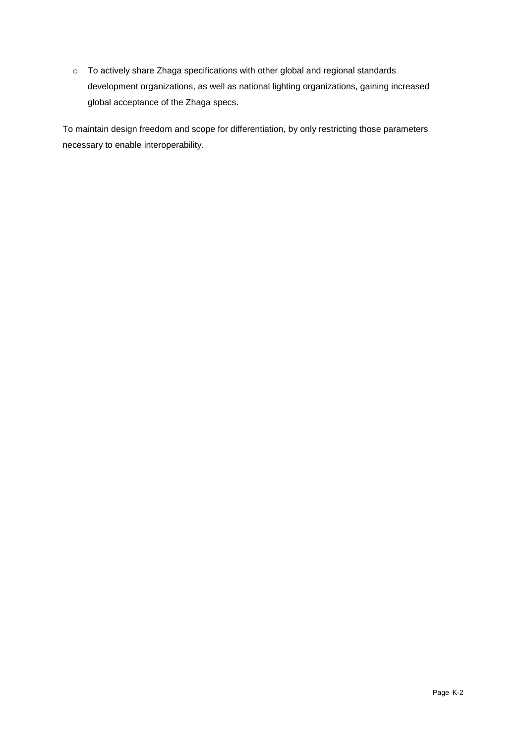- To actively share Zhaga specifications with other global and regional standards development organizations, as well as national lighting organizations, gaining increased global acceptance of the Zhaga specs.

To maintain design freedom and scope for differentiation, by only restricting those parameters necessary to enable interoperability.